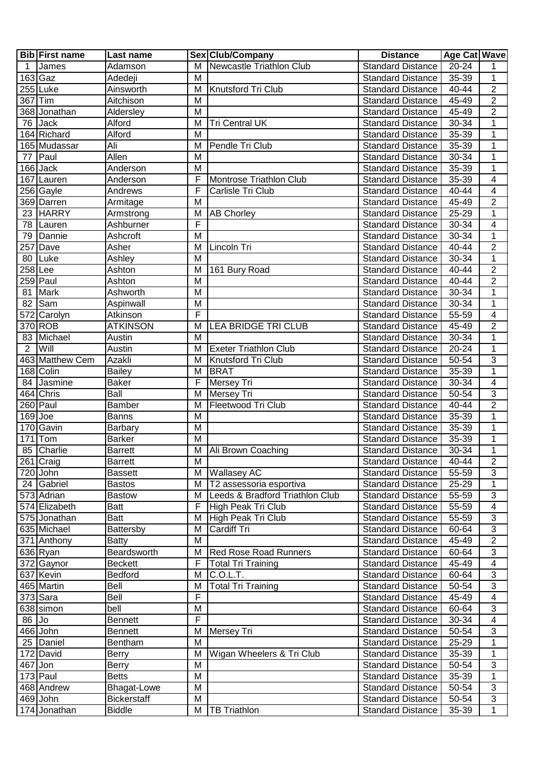| Bib | First name | Last name | Sex | Club/Company | Distance | Age Cat | Wave |
|---|---|---|---|---|---|---|---|
| 1 | James | Adamson | M | Newcastle Triathlon Club | Standard Distance | 20-24 | 1 |
| 163 | Gaz | Adedeji | M | | Standard Distance | 35-39 | 1 |
| 255 | Luke | Ainsworth | M | Knutsford Tri Club | Standard Distance | 40-44 | 2 |
| 367 | Tim | Aitchison | M | | Standard Distance | 45-49 | 2 |
| 368 | Jonathan | Aldersley | M | | Standard Distance | 45-49 | 2 |
| 76 | Jack | Alford | M | Tri Central UK | Standard Distance | 30-34 | 1 |
| 164 | Richard | Alford | M | | Standard Distance | 35-39 | 1 |
| 165 | Mudassar | Ali | M | Pendle Tri Club | Standard Distance | 35-39 | 1 |
| 77 | Paul | Allen | M | | Standard Distance | 30-34 | 1 |
| 166 | Jack | Anderson | M | | Standard Distance | 35-39 | 1 |
| 167 | Lauren | Anderson | F | Montrose Triathlon Club | Standard Distance | 35-39 | 4 |
| 256 | Gayle | Andrews | F | Carlisle Tri Club | Standard Distance | 40-44 | 4 |
| 369 | Darren | Armitage | M | | Standard Distance | 45-49 | 2 |
| 23 | HARRY | Armstrong | M | AB Chorley | Standard Distance | 25-29 | 1 |
| 78 | Lauren | Ashburner | F | | Standard Distance | 30-34 | 4 |
| 79 | Dannie | Ashcroft | M | | Standard Distance | 30-34 | 1 |
| 257 | Dave | Asher | M | Lincoln Tri | Standard Distance | 40-44 | 2 |
| 80 | Luke | Ashley | M | | Standard Distance | 30-34 | 1 |
| 258 | Lee | Ashton | M | 161 Bury Road | Standard Distance | 40-44 | 2 |
| 259 | Paul | Ashton | M | | Standard Distance | 40-44 | 2 |
| 81 | Mark | Ashworth | M | | Standard Distance | 30-34 | 1 |
| 82 | Sam | Aspinwall | M | | Standard Distance | 30-34 | 1 |
| 572 | Carolyn | Atkinson | F | | Standard Distance | 55-59 | 4 |
| 370 | ROB | ATKINSON | M | LEA BRIDGE TRI CLUB | Standard Distance | 45-49 | 2 |
| 83 | Michael | Austin | M | | Standard Distance | 30-34 | 1 |
| 2 | Will | Austin | M | Exeter Triathlon Club | Standard Distance | 20-24 | 1 |
| 463 | Matthew Cem | Azakli | M | Knutsford Tri Club | Standard Distance | 50-54 | 3 |
| 168 | Colin | Bailey | M | BRAT | Standard Distance | 35-39 | 1 |
| 84 | Jasmine | Baker | F | Mersey Tri | Standard Distance | 30-34 | 4 |
| 464 | Chris | Ball | M | Mersey Tri | Standard Distance | 50-54 | 3 |
| 260 | Paul | Bamber | M | Fleetwood Tri Club | Standard Distance | 40-44 | 2 |
| 169 | Joe | Banns | M | | Standard Distance | 35-39 | 1 |
| 170 | Gavin | Barbary | M | | Standard Distance | 35-39 | 1 |
| 171 | Tom | Barker | M | | Standard Distance | 35-39 | 1 |
| 85 | Charlie | Barrett | M | Ali Brown Coaching | Standard Distance | 30-34 | 1 |
| 261 | Craig | Barrett | M | | Standard Distance | 40-44 | 2 |
| 720 | John | Bassett | M | Wallasey AC | Standard Distance | 55-59 | 3 |
| 24 | Gabriel | Bastos | M | T2 assessoria esportiva | Standard Distance | 25-29 | 1 |
| 573 | Adrian | Bastow | M | Leeds & Bradford Triathlon Club | Standard Distance | 55-59 | 3 |
| 574 | Elizabeth | Batt | F | High Peak Tri Club | Standard Distance | 55-59 | 4 |
| 575 | Jonathan | Batt | M | High Peak Tri Club | Standard Distance | 55-59 | 3 |
| 635 | Michael | Battersby | M | Cardiff Tri | Standard Distance | 60-64 | 3 |
| 371 | Anthony | Batty | M | | Standard Distance | 45-49 | 2 |
| 636 | Ryan | Beardsworth | M | Red Rose Road Runners | Standard Distance | 60-64 | 3 |
| 372 | Gaynor | Beckett | F | Total Tri Training | Standard Distance | 45-49 | 4 |
| 637 | Kevin | Bedford | M | C.O.L.T. | Standard Distance | 60-64 | 3 |
| 465 | Martin | Bell | M | Total Tri Training | Standard Distance | 50-54 | 3 |
| 373 | Sara | Bell | F | | Standard Distance | 45-49 | 4 |
| 638 | simon | bell | M | | Standard Distance | 60-64 | 3 |
| 86 | Jo | Bennett | F | | Standard Distance | 30-34 | 4 |
| 466 | John | Bennett | M | Mersey Tri | Standard Distance | 50-54 | 3 |
| 25 | Daniel | Bentham | M | | Standard Distance | 25-29 | 1 |
| 172 | David | Berry | M | Wigan Wheelers & Tri Club | Standard Distance | 35-39 | 1 |
| 467 | Jon | Berry | M | | Standard Distance | 50-54 | 3 |
| 173 | Paul | Betts | M | | Standard Distance | 35-39 | 1 |
| 468 | Andrew | Bhagat-Lowe | M | | Standard Distance | 50-54 | 3 |
| 469 | John | Bickerstaff | M | | Standard Distance | 50-54 | 3 |
| 174 | Jonathan | Biddle | M | TB Triathlon | Standard Distance | 35-39 | 1 |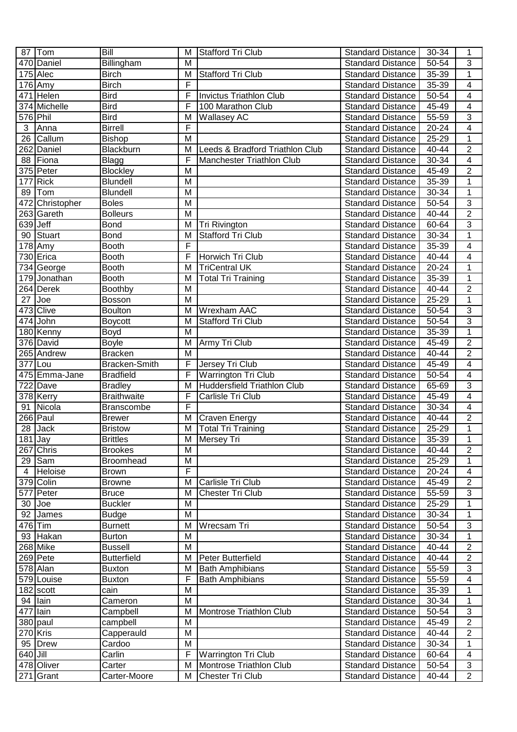| | | | | | | | |
|---|---|---|---|---|---|---|---|
| 87 | Tom | Bill | M | Stafford Tri Club | Standard Distance | 30-34 | 1 |
| 470 | Daniel | Billingham | M | | Standard Distance | 50-54 | 3 |
| 175 | Alec | Birch | M | Stafford Tri Club | Standard Distance | 35-39 | 1 |
| 176 | Amy | Birch | F | | Standard Distance | 35-39 | 4 |
| 471 | Helen | Bird | F | Invictus Triathlon Club | Standard Distance | 50-54 | 4 |
| 374 | Michelle | Bird | F | 100 Marathon Club | Standard Distance | 45-49 | 4 |
| 576 | Phil | Bird | M | Wallasey AC | Standard Distance | 55-59 | 3 |
| 3 | Anna | Birrell | F | | Standard Distance | 20-24 | 4 |
| 26 | Callum | Bishop | M | | Standard Distance | 25-29 | 1 |
| 262 | Daniel | Blackburn | M | Leeds & Bradford Triathlon Club | Standard Distance | 40-44 | 2 |
| 88 | Fiona | Blagg | F | Manchester Triathlon Club | Standard Distance | 30-34 | 4 |
| 375 | Peter | Blockley | M | | Standard Distance | 45-49 | 2 |
| 177 | Rick | Blundell | M | | Standard Distance | 35-39 | 1 |
| 89 | Tom | Blundell | M | | Standard Distance | 30-34 | 1 |
| 472 | Christopher | Boles | M | | Standard Distance | 50-54 | 3 |
| 263 | Gareth | Bolleurs | M | | Standard Distance | 40-44 | 2 |
| 639 | Jeff | Bond | M | Tri Rivington | Standard Distance | 60-64 | 3 |
| 90 | Stuart | Bond | M | Stafford Tri Club | Standard Distance | 30-34 | 1 |
| 178 | Amy | Booth | F | | Standard Distance | 35-39 | 4 |
| 730 | Erica | Booth | F | Horwich Tri Club | Standard Distance | 40-44 | 4 |
| 734 | George | Booth | M | TriCentral UK | Standard Distance | 20-24 | 1 |
| 179 | Jonathan | Booth | M | Total Tri Training | Standard Distance | 35-39 | 1 |
| 264 | Derek | Boothby | M | | Standard Distance | 40-44 | 2 |
| 27 | Joe | Bosson | M | | Standard Distance | 25-29 | 1 |
| 473 | Clive | Boulton | M | Wrexham AAC | Standard Distance | 50-54 | 3 |
| 474 | John | Boycott | M | Stafford Tri Club | Standard Distance | 50-54 | 3 |
| 180 | Kenny | Boyd | M | | Standard Distance | 35-39 | 1 |
| 376 | David | Boyle | M | Army Tri Club | Standard Distance | 45-49 | 2 |
| 265 | Andrew | Bracken | M | | Standard Distance | 40-44 | 2 |
| 377 | Lou | Bracken-Smith | F | Jersey Tri Club | Standard Distance | 45-49 | 4 |
| 475 | Emma-Jane | Bradfield | F | Warrington Tri Club | Standard Distance | 50-54 | 4 |
| 722 | Dave | Bradley | M | Huddersfield Triathlon Club | Standard Distance | 65-69 | 3 |
| 378 | Kerry | Braithwaite | F | Carlisle Tri Club | Standard Distance | 45-49 | 4 |
| 91 | Nicola | Branscombe | F | | Standard Distance | 30-34 | 4 |
| 266 | Paul | Brewer | M | Craven Energy | Standard Distance | 40-44 | 2 |
| 28 | Jack | Bristow | M | Total Tri Training | Standard Distance | 25-29 | 1 |
| 181 | Jay | Brittles | M | Mersey Tri | Standard Distance | 35-39 | 1 |
| 267 | Chris | Brookes | M | | Standard Distance | 40-44 | 2 |
| 29 | Sam | Broomhead | M | | Standard Distance | 25-29 | 1 |
| 4 | Heloise | Brown | F | | Standard Distance | 20-24 | 4 |
| 379 | Colin | Browne | M | Carlisle Tri Club | Standard Distance | 45-49 | 2 |
| 577 | Peter | Bruce | M | Chester Tri Club | Standard Distance | 55-59 | 3 |
| 30 | Joe | Buckler | M | | Standard Distance | 25-29 | 1 |
| 92 | James | Budge | M | | Standard Distance | 30-34 | 1 |
| 476 | Tim | Burnett | M | Wrecsam Tri | Standard Distance | 50-54 | 3 |
| 93 | Hakan | Burton | M | | Standard Distance | 30-34 | 1 |
| 268 | Mike | Bussell | M | | Standard Distance | 40-44 | 2 |
| 269 | Pete | Butterfield | M | Peter Butterfield | Standard Distance | 40-44 | 2 |
| 578 | Alan | Buxton | M | Bath Amphibians | Standard Distance | 55-59 | 3 |
| 579 | Louise | Buxton | F | Bath Amphibians | Standard Distance | 55-59 | 4 |
| 182 | scott | cain | M | | Standard Distance | 35-39 | 1 |
| 94 | Iain | Cameron | M | | Standard Distance | 30-34 | 1 |
| 477 | Iain | Campbell | M | Montrose Triathlon Club | Standard Distance | 50-54 | 3 |
| 380 | paul | campbell | M | | Standard Distance | 45-49 | 2 |
| 270 | Kris | Capperauld | M | | Standard Distance | 40-44 | 2 |
| 95 | Drew | Cardoo | M | | Standard Distance | 30-34 | 1 |
| 640 | Jill | Carlin | F | Warrington Tri Club | Standard Distance | 60-64 | 4 |
| 478 | Oliver | Carter | M | Montrose Triathlon Club | Standard Distance | 50-54 | 3 |
| 271 | Grant | Carter-Moore | M | Chester Tri Club | Standard Distance | 40-44 | 2 |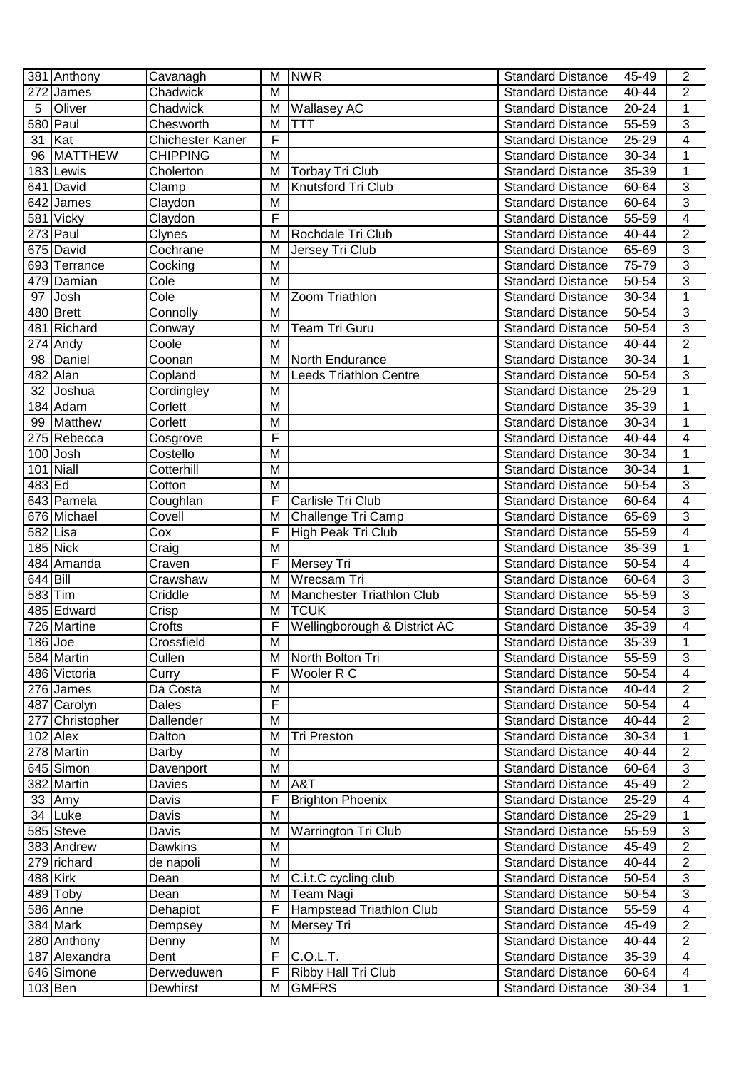| 381 | Anthony | Cavanagh | M | NWR | Standard Distance | 45-49 | 2 |
|---|---|---|---|---|---|---|---|
| 272 | James | Chadwick | M | | Standard Distance | 40-44 | 2 |
| 5 | Oliver | Chadwick | M | Wallasey AC | Standard Distance | 20-24 | 1 |
| 580 | Paul | Chesworth | M | TTT | Standard Distance | 55-59 | 3 |
| 31 | Kat | Chichester Kaner | F | | Standard Distance | 25-29 | 4 |
| 96 | MATTHEW | CHIPPING | M | | Standard Distance | 30-34 | 1 |
| 183 | Lewis | Cholerton | M | Torbay Tri Club | Standard Distance | 35-39 | 1 |
| 641 | David | Clamp | M | Knutsford Tri Club | Standard Distance | 60-64 | 3 |
| 642 | James | Claydon | M | | Standard Distance | 60-64 | 3 |
| 581 | Vicky | Claydon | F | | Standard Distance | 55-59 | 4 |
| 273 | Paul | Clynes | M | Rochdale Tri Club | Standard Distance | 40-44 | 2 |
| 675 | David | Cochrane | M | Jersey Tri Club | Standard Distance | 65-69 | 3 |
| 693 | Terrance | Cocking | M | | Standard Distance | 75-79 | 3 |
| 479 | Damian | Cole | M | | Standard Distance | 50-54 | 3 |
| 97 | Josh | Cole | M | Zoom Triathlon | Standard Distance | 30-34 | 1 |
| 480 | Brett | Connolly | M | | Standard Distance | 50-54 | 3 |
| 481 | Richard | Conway | M | Team Tri Guru | Standard Distance | 50-54 | 3 |
| 274 | Andy | Coole | M | | Standard Distance | 40-44 | 2 |
| 98 | Daniel | Coonan | M | North Endurance | Standard Distance | 30-34 | 1 |
| 482 | Alan | Copland | M | Leeds Triathlon Centre | Standard Distance | 50-54 | 3 |
| 32 | Joshua | Cordingley | M | | Standard Distance | 25-29 | 1 |
| 184 | Adam | Corlett | M | | Standard Distance | 35-39 | 1 |
| 99 | Matthew | Corlett | M | | Standard Distance | 30-34 | 1 |
| 275 | Rebecca | Cosgrove | F | | Standard Distance | 40-44 | 4 |
| 100 | Josh | Costello | M | | Standard Distance | 30-34 | 1 |
| 101 | Niall | Cotterhill | M | | Standard Distance | 30-34 | 1 |
| 483 | Ed | Cotton | M | | Standard Distance | 50-54 | 3 |
| 643 | Pamela | Coughlan | F | Carlisle Tri Club | Standard Distance | 60-64 | 4 |
| 676 | Michael | Covell | M | Challenge Tri Camp | Standard Distance | 65-69 | 3 |
| 582 | Lisa | Cox | F | High Peak Tri Club | Standard Distance | 55-59 | 4 |
| 185 | Nick | Craig | M | | Standard Distance | 35-39 | 1 |
| 484 | Amanda | Craven | F | Mersey Tri | Standard Distance | 50-54 | 4 |
| 644 | Bill | Crawshaw | M | Wrecsam Tri | Standard Distance | 60-64 | 3 |
| 583 | Tim | Criddle | M | Manchester Triathlon Club | Standard Distance | 55-59 | 3 |
| 485 | Edward | Crisp | M | TCUK | Standard Distance | 50-54 | 3 |
| 726 | Martine | Crofts | F | Wellingborough & District AC | Standard Distance | 35-39 | 4 |
| 186 | Joe | Crossfield | M | | Standard Distance | 35-39 | 1 |
| 584 | Martin | Cullen | M | North Bolton Tri | Standard Distance | 55-59 | 3 |
| 486 | Victoria | Curry | F | Wooler R C | Standard Distance | 50-54 | 4 |
| 276 | James | Da Costa | M | | Standard Distance | 40-44 | 2 |
| 487 | Carolyn | Dales | F | | Standard Distance | 50-54 | 4 |
| 277 | Christopher | Dallender | M | | Standard Distance | 40-44 | 2 |
| 102 | Alex | Dalton | M | Tri Preston | Standard Distance | 30-34 | 1 |
| 278 | Martin | Darby | M | | Standard Distance | 40-44 | 2 |
| 645 | Simon | Davenport | M | | Standard Distance | 60-64 | 3 |
| 382 | Martin | Davies | M | A&T | Standard Distance | 45-49 | 2 |
| 33 | Amy | Davis | F | Brighton Phoenix | Standard Distance | 25-29 | 4 |
| 34 | Luke | Davis | M | | Standard Distance | 25-29 | 1 |
| 585 | Steve | Davis | M | Warrington Tri Club | Standard Distance | 55-59 | 3 |
| 383 | Andrew | Dawkins | M | | Standard Distance | 45-49 | 2 |
| 279 | richard | de napoli | M | | Standard Distance | 40-44 | 2 |
| 488 | Kirk | Dean | M | C.i.t.C cycling club | Standard Distance | 50-54 | 3 |
| 489 | Toby | Dean | M | Team Nagi | Standard Distance | 50-54 | 3 |
| 586 | Anne | Dehapiot | F | Hampstead Triathlon Club | Standard Distance | 55-59 | 4 |
| 384 | Mark | Dempsey | M | Mersey Tri | Standard Distance | 45-49 | 2 |
| 280 | Anthony | Denny | M | | Standard Distance | 40-44 | 2 |
| 187 | Alexandra | Dent | F | C.O.L.T. | Standard Distance | 35-39 | 4 |
| 646 | Simone | Derweduwen | F | Ribby Hall Tri Club | Standard Distance | 60-64 | 4 |
| 103 | Ben | Dewhirst | M | GMFRS | Standard Distance | 30-34 | 1 |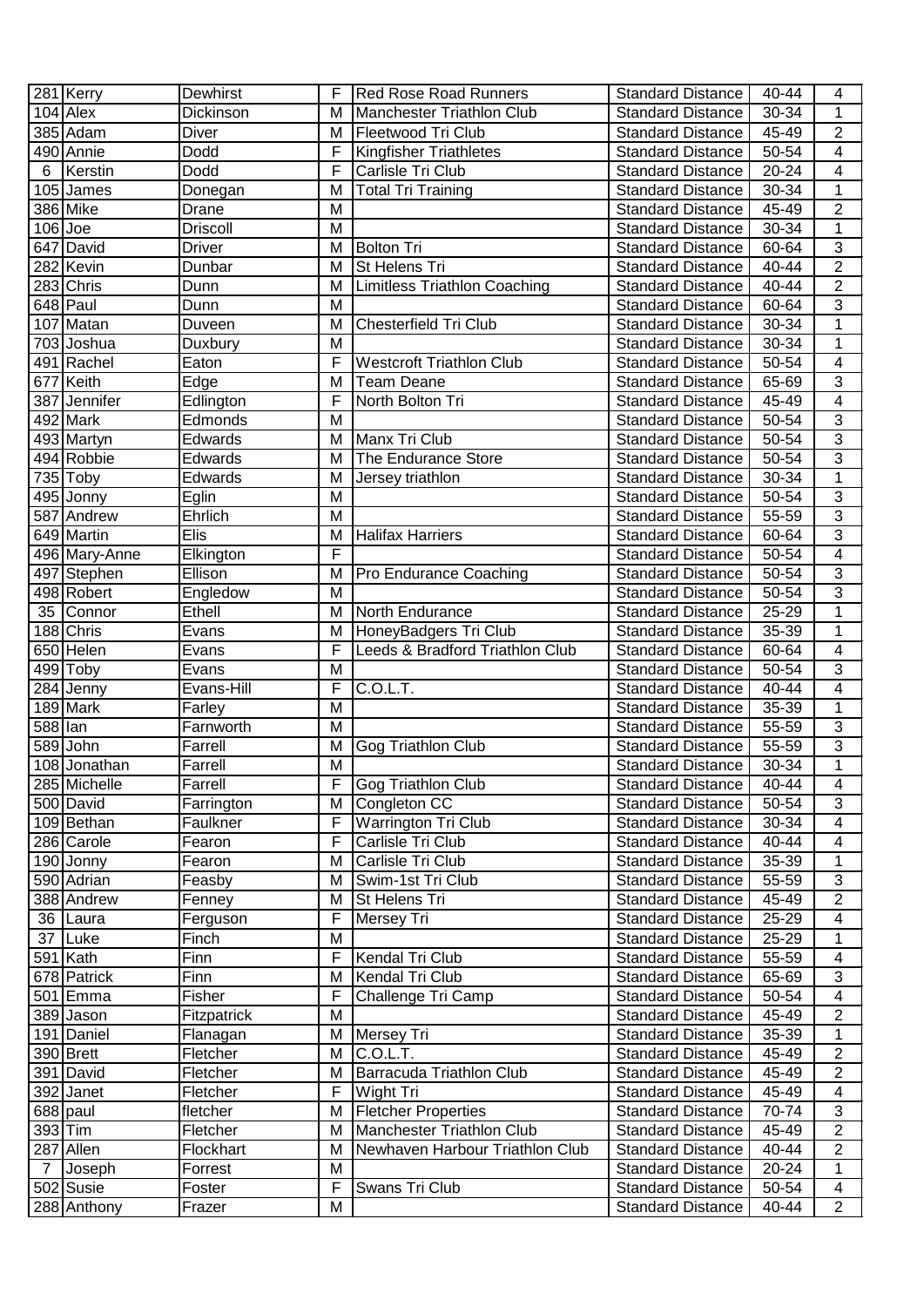| | | | | | | | |
|---|---|---|---|---|---|---|---|
| 281 | Kerry | Dewhirst | F | Red Rose Road Runners | Standard Distance | 40-44 | 4 |
| 104 | Alex | Dickinson | M | Manchester Triathlon Club | Standard Distance | 30-34 | 1 |
| 385 | Adam | Diver | M | Fleetwood Tri Club | Standard Distance | 45-49 | 2 |
| 490 | Annie | Dodd | F | Kingfisher Triathletes | Standard Distance | 50-54 | 4 |
| 6 | Kerstin | Dodd | F | Carlisle Tri Club | Standard Distance | 20-24 | 4 |
| 105 | James | Donegan | M | Total Tri Training | Standard Distance | 30-34 | 1 |
| 386 | Mike | Drane | M | | Standard Distance | 45-49 | 2 |
| 106 | Joe | Driscoll | M | | Standard Distance | 30-34 | 1 |
| 647 | David | Driver | M | Bolton Tri | Standard Distance | 60-64 | 3 |
| 282 | Kevin | Dunbar | M | St Helens Tri | Standard Distance | 40-44 | 2 |
| 283 | Chris | Dunn | M | Limitless Triathlon Coaching | Standard Distance | 40-44 | 2 |
| 648 | Paul | Dunn | M | | Standard Distance | 60-64 | 3 |
| 107 | Matan | Duveen | M | Chesterfield Tri Club | Standard Distance | 30-34 | 1 |
| 703 | Joshua | Duxbury | M | | Standard Distance | 30-34 | 1 |
| 491 | Rachel | Eaton | F | Westcroft Triathlon Club | Standard Distance | 50-54 | 4 |
| 677 | Keith | Edge | M | Team Deane | Standard Distance | 65-69 | 3 |
| 387 | Jennifer | Edlington | F | North Bolton Tri | Standard Distance | 45-49 | 4 |
| 492 | Mark | Edmonds | M | | Standard Distance | 50-54 | 3 |
| 493 | Martyn | Edwards | M | Manx Tri Club | Standard Distance | 50-54 | 3 |
| 494 | Robbie | Edwards | M | The Endurance Store | Standard Distance | 50-54 | 3 |
| 735 | Toby | Edwards | M | Jersey triathlon | Standard Distance | 30-34 | 1 |
| 495 | Jonny | Eglin | M | | Standard Distance | 50-54 | 3 |
| 587 | Andrew | Ehrlich | M | | Standard Distance | 55-59 | 3 |
| 649 | Martin | Elis | M | Halifax Harriers | Standard Distance | 60-64 | 3 |
| 496 | Mary-Anne | Elkington | F | | Standard Distance | 50-54 | 4 |
| 497 | Stephen | Ellison | M | Pro Endurance Coaching | Standard Distance | 50-54 | 3 |
| 498 | Robert | Engledow | M | | Standard Distance | 50-54 | 3 |
| 35 | Connor | Ethell | M | North Endurance | Standard Distance | 25-29 | 1 |
| 188 | Chris | Evans | M | HoneyBadgers Tri Club | Standard Distance | 35-39 | 1 |
| 650 | Helen | Evans | F | Leeds & Bradford Triathlon Club | Standard Distance | 60-64 | 4 |
| 499 | Toby | Evans | M | | Standard Distance | 50-54 | 3 |
| 284 | Jenny | Evans-Hill | F | C.O.L.T. | Standard Distance | 40-44 | 4 |
| 189 | Mark | Farley | M | | Standard Distance | 35-39 | 1 |
| 588 | Ian | Farnworth | M | | Standard Distance | 55-59 | 3 |
| 589 | John | Farrell | M | Gog Triathlon Club | Standard Distance | 55-59 | 3 |
| 108 | Jonathan | Farrell | M | | Standard Distance | 30-34 | 1 |
| 285 | Michelle | Farrell | F | Gog Triathlon Club | Standard Distance | 40-44 | 4 |
| 500 | David | Farrington | M | Congleton CC | Standard Distance | 50-54 | 3 |
| 109 | Bethan | Faulkner | F | Warrington Tri Club | Standard Distance | 30-34 | 4 |
| 286 | Carole | Fearon | F | Carlisle Tri Club | Standard Distance | 40-44 | 4 |
| 190 | Jonny | Fearon | M | Carlisle Tri Club | Standard Distance | 35-39 | 1 |
| 590 | Adrian | Feasby | M | Swim-1st Tri Club | Standard Distance | 55-59 | 3 |
| 388 | Andrew | Fenney | M | St Helens Tri | Standard Distance | 45-49 | 2 |
| 36 | Laura | Ferguson | F | Mersey Tri | Standard Distance | 25-29 | 4 |
| 37 | Luke | Finch | M | | Standard Distance | 25-29 | 1 |
| 591 | Kath | Finn | F | Kendal Tri Club | Standard Distance | 55-59 | 4 |
| 678 | Patrick | Finn | M | Kendal Tri Club | Standard Distance | 65-69 | 3 |
| 501 | Emma | Fisher | F | Challenge Tri Camp | Standard Distance | 50-54 | 4 |
| 389 | Jason | Fitzpatrick | M | | Standard Distance | 45-49 | 2 |
| 191 | Daniel | Flanagan | M | Mersey Tri | Standard Distance | 35-39 | 1 |
| 390 | Brett | Fletcher | M | C.O.L.T. | Standard Distance | 45-49 | 2 |
| 391 | David | Fletcher | M | Barracuda Triathlon Club | Standard Distance | 45-49 | 2 |
| 392 | Janet | Fletcher | F | Wight Tri | Standard Distance | 45-49 | 4 |
| 688 | paul | fletcher | M | Fletcher Properties | Standard Distance | 70-74 | 3 |
| 393 | Tim | Fletcher | M | Manchester Triathlon Club | Standard Distance | 45-49 | 2 |
| 287 | Allen | Flockhart | M | Newhaven Harbour Triathlon Club | Standard Distance | 40-44 | 2 |
| 7 | Joseph | Forrest | M | | Standard Distance | 20-24 | 1 |
| 502 | Susie | Foster | F | Swans Tri Club | Standard Distance | 50-54 | 4 |
| 288 | Anthony | Frazer | M | | Standard Distance | 40-44 | 2 |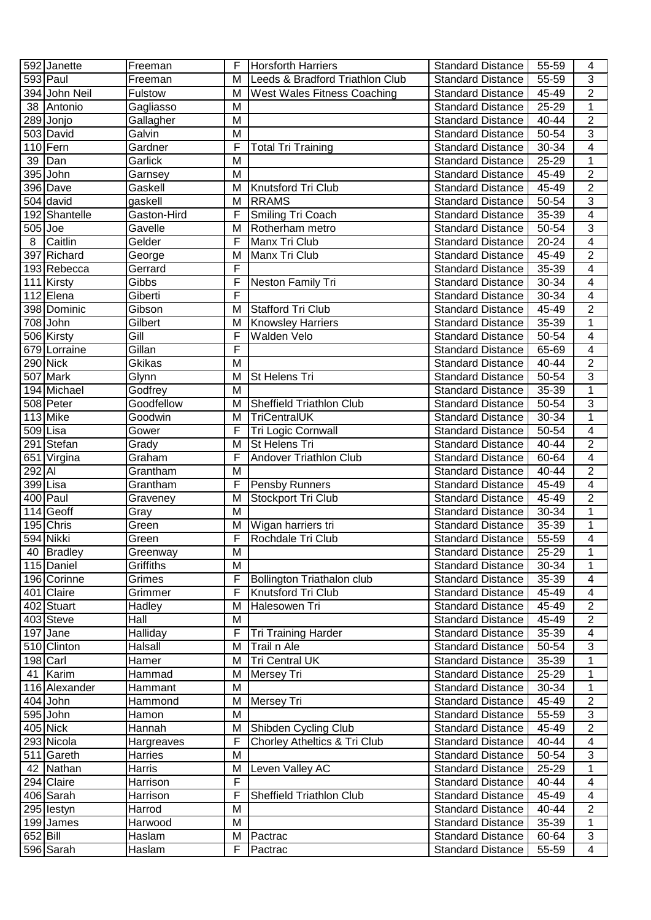| | | | | | | | |
|---|---|---|---|---|---|---|---|
| 592 | Janette | Freeman | F | Horsforth Harriers | Standard Distance | 55-59 | 4 |
| 593 | Paul | Freeman | M | Leeds & Bradford Triathlon Club | Standard Distance | 55-59 | 3 |
| 394 | John Neil | Fulstow | M | West Wales Fitness Coaching | Standard Distance | 45-49 | 2 |
| 38 | Antonio | Gagliasso | M | | Standard Distance | 25-29 | 1 |
| 289 | Jonjo | Gallagher | M | | Standard Distance | 40-44 | 2 |
| 503 | David | Galvin | M | | Standard Distance | 50-54 | 3 |
| 110 | Fern | Gardner | F | Total Tri Training | Standard Distance | 30-34 | 4 |
| 39 | Dan | Garlick | M | | Standard Distance | 25-29 | 1 |
| 395 | John | Garnsey | M | | Standard Distance | 45-49 | 2 |
| 396 | Dave | Gaskell | M | Knutsford Tri Club | Standard Distance | 45-49 | 2 |
| 504 | david | gaskell | M | RRAMS | Standard Distance | 50-54 | 3 |
| 192 | Shantelle | Gaston-Hird | F | Smiling Tri Coach | Standard Distance | 35-39 | 4 |
| 505 | Joe | Gavelle | M | Rotherham metro | Standard Distance | 50-54 | 3 |
| 8 | Caitlin | Gelder | F | Manx Tri Club | Standard Distance | 20-24 | 4 |
| 397 | Richard | George | M | Manx Tri Club | Standard Distance | 45-49 | 2 |
| 193 | Rebecca | Gerrard | F | | Standard Distance | 35-39 | 4 |
| 111 | Kirsty | Gibbs | F | Neston Family Tri | Standard Distance | 30-34 | 4 |
| 112 | Elena | Giberti | F | | Standard Distance | 30-34 | 4 |
| 398 | Dominic | Gibson | M | Stafford Tri Club | Standard Distance | 45-49 | 2 |
| 708 | John | Gilbert | M | Knowsley Harriers | Standard Distance | 35-39 | 1 |
| 506 | Kirsty | Gill | F | Walden Velo | Standard Distance | 50-54 | 4 |
| 679 | Lorraine | Gillan | F | | Standard Distance | 65-69 | 4 |
| 290 | Nick | Gkikas | M | | Standard Distance | 40-44 | 2 |
| 507 | Mark | Glynn | M | St Helens Tri | Standard Distance | 50-54 | 3 |
| 194 | Michael | Godfrey | M | | Standard Distance | 35-39 | 1 |
| 508 | Peter | Goodfellow | M | Sheffield Triathlon Club | Standard Distance | 50-54 | 3 |
| 113 | Mike | Goodwin | M | TriCentralUK | Standard Distance | 30-34 | 1 |
| 509 | Lisa | Gower | F | Tri Logic Cornwall | Standard Distance | 50-54 | 4 |
| 291 | Stefan | Grady | M | St Helens Tri | Standard Distance | 40-44 | 2 |
| 651 | Virgina | Graham | F | Andover Triathlon Club | Standard Distance | 60-64 | 4 |
| 292 | Al | Grantham | M | | Standard Distance | 40-44 | 2 |
| 399 | Lisa | Grantham | F | Pensby Runners | Standard Distance | 45-49 | 4 |
| 400 | Paul | Graveney | M | Stockport Tri Club | Standard Distance | 45-49 | 2 |
| 114 | Geoff | Gray | M | | Standard Distance | 30-34 | 1 |
| 195 | Chris | Green | M | Wigan harriers tri | Standard Distance | 35-39 | 1 |
| 594 | Nikki | Green | F | Rochdale Tri Club | Standard Distance | 55-59 | 4 |
| 40 | Bradley | Greenway | M | | Standard Distance | 25-29 | 1 |
| 115 | Daniel | Griffiths | M | | Standard Distance | 30-34 | 1 |
| 196 | Corinne | Grimes | F | Bollington Triathalon club | Standard Distance | 35-39 | 4 |
| 401 | Claire | Grimmer | F | Knutsford Tri Club | Standard Distance | 45-49 | 4 |
| 402 | Stuart | Hadley | M | Halesowen Tri | Standard Distance | 45-49 | 2 |
| 403 | Steve | Hall | M | | Standard Distance | 45-49 | 2 |
| 197 | Jane | Halliday | F | Tri Training Harder | Standard Distance | 35-39 | 4 |
| 510 | Clinton | Halsall | M | Trail n Ale | Standard Distance | 50-54 | 3 |
| 198 | Carl | Hamer | M | Tri Central UK | Standard Distance | 35-39 | 1 |
| 41 | Karim | Hammad | M | Mersey Tri | Standard Distance | 25-29 | 1 |
| 116 | Alexander | Hammant | M | | Standard Distance | 30-34 | 1 |
| 404 | John | Hammond | M | Mersey Tri | Standard Distance | 45-49 | 2 |
| 595 | John | Hamon | M | | Standard Distance | 55-59 | 3 |
| 405 | Nick | Hannah | M | Shibden Cycling Club | Standard Distance | 45-49 | 2 |
| 293 | Nicola | Hargreaves | F | Chorley Atheltics & Tri Club | Standard Distance | 40-44 | 4 |
| 511 | Gareth | Harries | M | | Standard Distance | 50-54 | 3 |
| 42 | Nathan | Harris | M | Leven Valley AC | Standard Distance | 25-29 | 1 |
| 294 | Claire | Harrison | F | | Standard Distance | 40-44 | 4 |
| 406 | Sarah | Harrison | F | Sheffield Triathlon Club | Standard Distance | 45-49 | 4 |
| 295 | Iestyn | Harrod | M | | Standard Distance | 40-44 | 2 |
| 199 | James | Harwood | M | | Standard Distance | 35-39 | 1 |
| 652 | Bill | Haslam | M | Pactrac | Standard Distance | 60-64 | 3 |
| 596 | Sarah | Haslam | F | Pactrac | Standard Distance | 55-59 | 4 |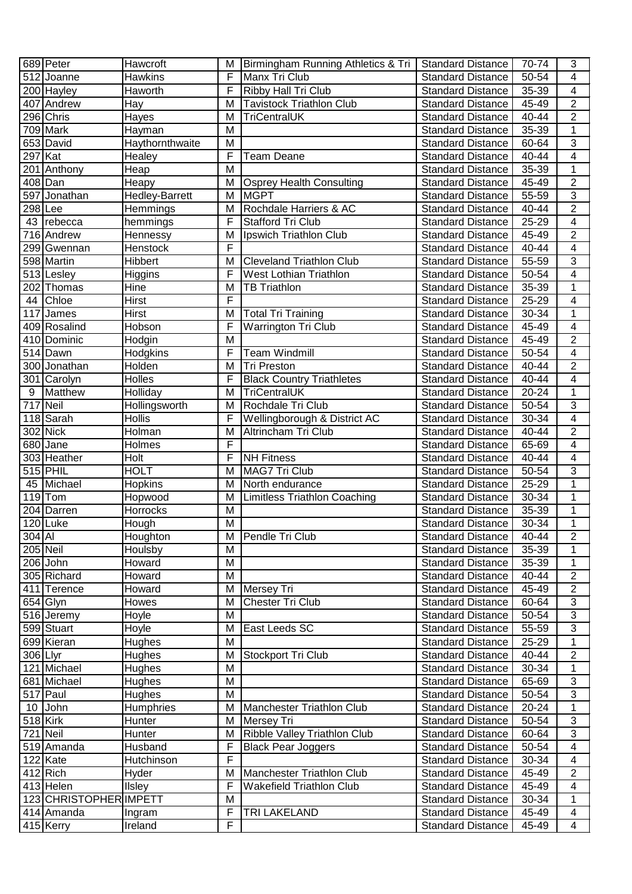| | | | | | | | |
|---|---|---|---|---|---|---|---|
| 689 | Peter | Hawcroft | M | Birmingham Running Athletics & Tri | Standard Distance | 70-74 | 3 |
| 512 | Joanne | Hawkins | F | Manx Tri Club | Standard Distance | 50-54 | 4 |
| 200 | Hayley | Haworth | F | Ribby Hall Tri Club | Standard Distance | 35-39 | 4 |
| 407 | Andrew | Hay | M | Tavistock Triathlon Club | Standard Distance | 45-49 | 2 |
| 296 | Chris | Hayes | M | TriCentralUK | Standard Distance | 40-44 | 2 |
| 709 | Mark | Hayman | M | | Standard Distance | 35-39 | 1 |
| 653 | David | Haythornthwaite | M | | Standard Distance | 60-64 | 3 |
| 297 | Kat | Healey | F | Team Deane | Standard Distance | 40-44 | 4 |
| 201 | Anthony | Heap | M | | Standard Distance | 35-39 | 1 |
| 408 | Dan | Heapy | M | Osprey Health Consulting | Standard Distance | 45-49 | 2 |
| 597 | Jonathan | Hedley-Barrett | M | MGPT | Standard Distance | 55-59 | 3 |
| 298 | Lee | Hemmings | M | Rochdale Harriers & AC | Standard Distance | 40-44 | 2 |
| 43 | rebecca | hemmings | F | Stafford Tri Club | Standard Distance | 25-29 | 4 |
| 716 | Andrew | Hennessy | M | Ipswich Triathlon Club | Standard Distance | 45-49 | 2 |
| 299 | Gwennan | Henstock | F | | Standard Distance | 40-44 | 4 |
| 598 | Martin | Hibbert | M | Cleveland Triathlon Club | Standard Distance | 55-59 | 3 |
| 513 | Lesley | Higgins | F | West Lothian Triathlon | Standard Distance | 50-54 | 4 |
| 202 | Thomas | Hine | M | TB Triathlon | Standard Distance | 35-39 | 1 |
| 44 | Chloe | Hirst | F | | Standard Distance | 25-29 | 4 |
| 117 | James | Hirst | M | Total Tri Training | Standard Distance | 30-34 | 1 |
| 409 | Rosalind | Hobson | F | Warrington Tri Club | Standard Distance | 45-49 | 4 |
| 410 | Dominic | Hodgin | M | | Standard Distance | 45-49 | 2 |
| 514 | Dawn | Hodgkins | F | Team Windmill | Standard Distance | 50-54 | 4 |
| 300 | Jonathan | Holden | M | Tri Preston | Standard Distance | 40-44 | 2 |
| 301 | Carolyn | Holles | F | Black Country Triathletes | Standard Distance | 40-44 | 4 |
| 9 | Matthew | Holliday | M | TriCentralUK | Standard Distance | 20-24 | 1 |
| 717 | Neil | Hollingsworth | M | Rochdale Tri Club | Standard Distance | 50-54 | 3 |
| 118 | Sarah | Hollis | F | Wellingborough & District AC | Standard Distance | 30-34 | 4 |
| 302 | Nick | Holman | M | Altrincham Tri Club | Standard Distance | 40-44 | 2 |
| 680 | Jane | Holmes | F | | Standard Distance | 65-69 | 4 |
| 303 | Heather | Holt | F | NH Fitness | Standard Distance | 40-44 | 4 |
| 515 | PHIL | HOLT | M | MAG7 Tri Club | Standard Distance | 50-54 | 3 |
| 45 | Michael | Hopkins | M | North endurance | Standard Distance | 25-29 | 1 |
| 119 | Tom | Hopwood | M | Limitless Triathlon Coaching | Standard Distance | 30-34 | 1 |
| 204 | Darren | Horrocks | M | | Standard Distance | 35-39 | 1 |
| 120 | Luke | Hough | M | | Standard Distance | 30-34 | 1 |
| 304 | Al | Houghton | M | Pendle Tri Club | Standard Distance | 40-44 | 2 |
| 205 | Neil | Houlsby | M | | Standard Distance | 35-39 | 1 |
| 206 | John | Howard | M | | Standard Distance | 35-39 | 1 |
| 305 | Richard | Howard | M | | Standard Distance | 40-44 | 2 |
| 411 | Terence | Howard | M | Mersey Tri | Standard Distance | 45-49 | 2 |
| 654 | Glyn | Howes | M | Chester Tri Club | Standard Distance | 60-64 | 3 |
| 516 | Jeremy | Hoyle | M | | Standard Distance | 50-54 | 3 |
| 599 | Stuart | Hoyle | M | East Leeds SC | Standard Distance | 55-59 | 3 |
| 699 | Kieran | Hughes | M | | Standard Distance | 25-29 | 1 |
| 306 | Llyr | Hughes | M | Stockport Tri Club | Standard Distance | 40-44 | 2 |
| 121 | Michael | Hughes | M | | Standard Distance | 30-34 | 1 |
| 681 | Michael | Hughes | M | | Standard Distance | 65-69 | 3 |
| 517 | Paul | Hughes | M | | Standard Distance | 50-54 | 3 |
| 10 | John | Humphries | M | Manchester Triathlon Club | Standard Distance | 20-24 | 1 |
| 518 | Kirk | Hunter | M | Mersey Tri | Standard Distance | 50-54 | 3 |
| 721 | Neil | Hunter | M | Ribble Valley Triathlon Club | Standard Distance | 60-64 | 3 |
| 519 | Amanda | Husband | F | Black Pear Joggers | Standard Distance | 50-54 | 4 |
| 122 | Kate | Hutchinson | F | | Standard Distance | 30-34 | 4 |
| 412 | Rich | Hyder | M | Manchester Triathlon Club | Standard Distance | 45-49 | 2 |
| 413 | Helen | Ilsley | F | Wakefield Triathlon Club | Standard Distance | 45-49 | 4 |
| 123 | CHRISTOPHER | IMPETT | M | | Standard Distance | 30-34 | 1 |
| 414 | Amanda | Ingram | F | TRI LAKELAND | Standard Distance | 45-49 | 4 |
| 415 | Kerry | Ireland | F | | Standard Distance | 45-49 | 4 |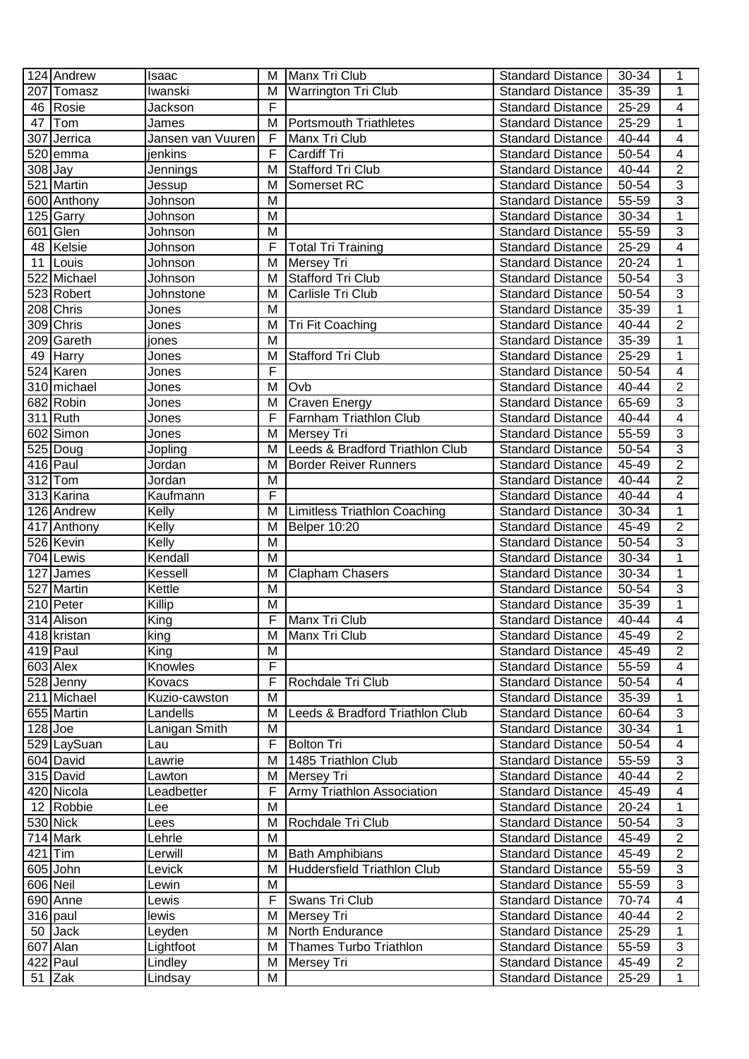| | | | | | | | |
|---|---|---|---|---|---|---|---|
| 124 | Andrew | Isaac | M | Manx Tri Club | Standard Distance | 30-34 | 1 |
| 207 | Tomasz | Iwanski | M | Warrington Tri Club | Standard Distance | 35-39 | 1 |
| 46 | Rosie | Jackson | F | | Standard Distance | 25-29 | 4 |
| 47 | Tom | James | M | Portsmouth Triathletes | Standard Distance | 25-29 | 1 |
| 307 | Jerrica | Jansen van Vuuren | F | Manx Tri Club | Standard Distance | 40-44 | 4 |
| 520 | emma | jenkins | F | Cardiff Tri | Standard Distance | 50-54 | 4 |
| 308 | Jay | Jennings | M | Stafford Tri Club | Standard Distance | 40-44 | 2 |
| 521 | Martin | Jessup | M | Somerset RC | Standard Distance | 50-54 | 3 |
| 600 | Anthony | Johnson | M | | Standard Distance | 55-59 | 3 |
| 125 | Garry | Johnson | M | | Standard Distance | 30-34 | 1 |
| 601 | Glen | Johnson | M | | Standard Distance | 55-59 | 3 |
| 48 | Kelsie | Johnson | F | Total Tri Training | Standard Distance | 25-29 | 4 |
| 11 | Louis | Johnson | M | Mersey Tri | Standard Distance | 20-24 | 1 |
| 522 | Michael | Johnson | M | Stafford Tri Club | Standard Distance | 50-54 | 3 |
| 523 | Robert | Johnstone | M | Carlisle Tri Club | Standard Distance | 50-54 | 3 |
| 208 | Chris | Jones | M | | Standard Distance | 35-39 | 1 |
| 309 | Chris | Jones | M | Tri Fit Coaching | Standard Distance | 40-44 | 2 |
| 209 | Gareth | jones | M | | Standard Distance | 35-39 | 1 |
| 49 | Harry | Jones | M | Stafford Tri Club | Standard Distance | 25-29 | 1 |
| 524 | Karen | Jones | F | | Standard Distance | 50-54 | 4 |
| 310 | michael | Jones | M | Ovb | Standard Distance | 40-44 | 2 |
| 682 | Robin | Jones | M | Craven Energy | Standard Distance | 65-69 | 3 |
| 311 | Ruth | Jones | F | Farnham Triathlon Club | Standard Distance | 40-44 | 4 |
| 602 | Simon | Jones | M | Mersey Tri | Standard Distance | 55-59 | 3 |
| 525 | Doug | Jopling | M | Leeds & Bradford Triathlon Club | Standard Distance | 50-54 | 3 |
| 416 | Paul | Jordan | M | Border Reiver Runners | Standard Distance | 45-49 | 2 |
| 312 | Tom | Jordan | M | | Standard Distance | 40-44 | 2 |
| 313 | Karina | Kaufmann | F | | Standard Distance | 40-44 | 4 |
| 126 | Andrew | Kelly | M | Limitless Triathlon Coaching | Standard Distance | 30-34 | 1 |
| 417 | Anthony | Kelly | M | Belper 10:20 | Standard Distance | 45-49 | 2 |
| 526 | Kevin | Kelly | M | | Standard Distance | 50-54 | 3 |
| 704 | Lewis | Kendall | M | | Standard Distance | 30-34 | 1 |
| 127 | James | Kessell | M | Clapham Chasers | Standard Distance | 30-34 | 1 |
| 527 | Martin | Kettle | M | | Standard Distance | 50-54 | 3 |
| 210 | Peter | Killip | M | | Standard Distance | 35-39 | 1 |
| 314 | Alison | King | F | Manx Tri Club | Standard Distance | 40-44 | 4 |
| 418 | kristan | king | M | Manx Tri Club | Standard Distance | 45-49 | 2 |
| 419 | Paul | King | M | | Standard Distance | 45-49 | 2 |
| 603 | Alex | Knowles | F | | Standard Distance | 55-59 | 4 |
| 528 | Jenny | Kovacs | F | Rochdale Tri Club | Standard Distance | 50-54 | 4 |
| 211 | Michael | Kuzio-cawston | M | | Standard Distance | 35-39 | 1 |
| 655 | Martin | Landells | M | Leeds & Bradford Triathlon Club | Standard Distance | 60-64 | 3 |
| 128 | Joe | Lanigan Smith | M | | Standard Distance | 30-34 | 1 |
| 529 | LaySuan | Lau | F | Bolton Tri | Standard Distance | 50-54 | 4 |
| 604 | David | Lawrie | M | 1485 Triathlon Club | Standard Distance | 55-59 | 3 |
| 315 | David | Lawton | M | Mersey Tri | Standard Distance | 40-44 | 2 |
| 420 | Nicola | Leadbetter | F | Army Triathlon Association | Standard Distance | 45-49 | 4 |
| 12 | Robbie | Lee | M | | Standard Distance | 20-24 | 1 |
| 530 | Nick | Lees | M | Rochdale Tri Club | Standard Distance | 50-54 | 3 |
| 714 | Mark | Lehrle | M | | Standard Distance | 45-49 | 2 |
| 421 | Tim | Lerwill | M | Bath Amphibians | Standard Distance | 45-49 | 2 |
| 605 | John | Levick | M | Huddersfield Triathlon Club | Standard Distance | 55-59 | 3 |
| 606 | Neil | Lewin | M | | Standard Distance | 55-59 | 3 |
| 690 | Anne | Lewis | F | Swans Tri Club | Standard Distance | 70-74 | 4 |
| 316 | paul | lewis | M | Mersey Tri | Standard Distance | 40-44 | 2 |
| 50 | Jack | Leyden | M | North Endurance | Standard Distance | 25-29 | 1 |
| 607 | Alan | Lightfoot | M | Thames Turbo Triathlon | Standard Distance | 55-59 | 3 |
| 422 | Paul | Lindley | M | Mersey Tri | Standard Distance | 45-49 | 2 |
| 51 | Zak | Lindsay | M | | Standard Distance | 25-29 | 1 |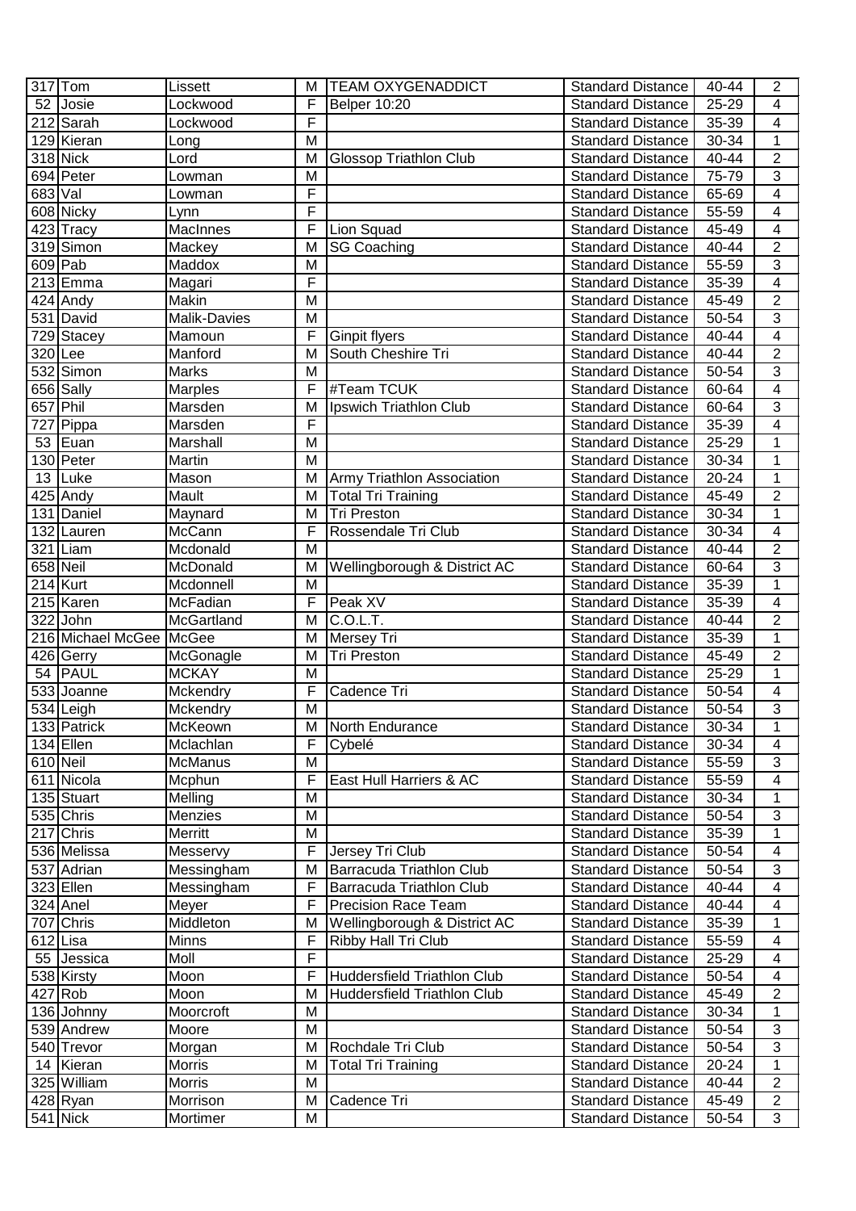| 317 | Tom | Lissett | M | TEAM OXYGENADDICT | Standard Distance | 40-44 | 2 |
|---|---|---|---|---|---|---|---|
| 52 | Josie | Lockwood | F | Belper 10:20 | Standard Distance | 25-29 | 4 |
| 212 | Sarah | Lockwood | F | | Standard Distance | 35-39 | 4 |
| 129 | Kieran | Long | M | | Standard Distance | 30-34 | 1 |
| 318 | Nick | Lord | M | Glossop Triathlon Club | Standard Distance | 40-44 | 2 |
| 694 | Peter | Lowman | M | | Standard Distance | 75-79 | 3 |
| 683 | Val | Lowman | F | | Standard Distance | 65-69 | 4 |
| 608 | Nicky | Lynn | F | | Standard Distance | 55-59 | 4 |
| 423 | Tracy | MacInnes | F | Lion Squad | Standard Distance | 45-49 | 4 |
| 319 | Simon | Mackey | M | SG Coaching | Standard Distance | 40-44 | 2 |
| 609 | Pab | Maddox | M | | Standard Distance | 55-59 | 3 |
| 213 | Emma | Magari | F | | Standard Distance | 35-39 | 4 |
| 424 | Andy | Makin | M | | Standard Distance | 45-49 | 2 |
| 531 | David | Malik-Davies | M | | Standard Distance | 50-54 | 3 |
| 729 | Stacey | Mamoun | F | Ginpit flyers | Standard Distance | 40-44 | 4 |
| 320 | Lee | Manford | M | South Cheshire Tri | Standard Distance | 40-44 | 2 |
| 532 | Simon | Marks | M | | Standard Distance | 50-54 | 3 |
| 656 | Sally | Marples | F | #Team TCUK | Standard Distance | 60-64 | 4 |
| 657 | Phil | Marsden | M | Ipswich Triathlon Club | Standard Distance | 60-64 | 3 |
| 727 | Pippa | Marsden | F | | Standard Distance | 35-39 | 4 |
| 53 | Euan | Marshall | M | | Standard Distance | 25-29 | 1 |
| 130 | Peter | Martin | M | | Standard Distance | 30-34 | 1 |
| 13 | Luke | Mason | M | Army Triathlon Association | Standard Distance | 20-24 | 1 |
| 425 | Andy | Mault | M | Total Tri Training | Standard Distance | 45-49 | 2 |
| 131 | Daniel | Maynard | M | Tri Preston | Standard Distance | 30-34 | 1 |
| 132 | Lauren | McCann | F | Rossendale Tri Club | Standard Distance | 30-34 | 4 |
| 321 | Liam | Mcdonald | M | | Standard Distance | 40-44 | 2 |
| 658 | Neil | McDonald | M | Wellingborough & District AC | Standard Distance | 60-64 | 3 |
| 214 | Kurt | Mcdonnell | M | | Standard Distance | 35-39 | 1 |
| 215 | Karen | McFadian | F | Peak XV | Standard Distance | 35-39 | 4 |
| 322 | John | McGartland | M | C.O.L.T. | Standard Distance | 40-44 | 2 |
| 216 | Michael McGee | McGee | M | Mersey Tri | Standard Distance | 35-39 | 1 |
| 426 | Gerry | McGonagle | M | Tri Preston | Standard Distance | 45-49 | 2 |
| 54 | PAUL | MCKAY | M | | Standard Distance | 25-29 | 1 |
| 533 | Joanne | Mckendry | F | Cadence Tri | Standard Distance | 50-54 | 4 |
| 534 | Leigh | Mckendry | M | | Standard Distance | 50-54 | 3 |
| 133 | Patrick | McKeown | M | North Endurance | Standard Distance | 30-34 | 1 |
| 134 | Ellen | Mclachlan | F | Cybelé | Standard Distance | 30-34 | 4 |
| 610 | Neil | McManus | M | | Standard Distance | 55-59 | 3 |
| 611 | Nicola | Mcphun | F | East Hull Harriers & AC | Standard Distance | 55-59 | 4 |
| 135 | Stuart | Melling | M | | Standard Distance | 30-34 | 1 |
| 535 | Chris | Menzies | M | | Standard Distance | 50-54 | 3 |
| 217 | Chris | Merritt | M | | Standard Distance | 35-39 | 1 |
| 536 | Melissa | Messervy | F | Jersey Tri Club | Standard Distance | 50-54 | 4 |
| 537 | Adrian | Messingham | M | Barracuda Triathlon Club | Standard Distance | 50-54 | 3 |
| 323 | Ellen | Messingham | F | Barracuda Triathlon Club | Standard Distance | 40-44 | 4 |
| 324 | Anel | Meyer | F | Precision Race Team | Standard Distance | 40-44 | 4 |
| 707 | Chris | Middleton | M | Wellingborough & District AC | Standard Distance | 35-39 | 1 |
| 612 | Lisa | Minns | F | Ribby Hall Tri Club | Standard Distance | 55-59 | 4 |
| 55 | Jessica | Moll | F | | Standard Distance | 25-29 | 4 |
| 538 | Kirsty | Moon | F | Huddersfield Triathlon Club | Standard Distance | 50-54 | 4 |
| 427 | Rob | Moon | M | Huddersfield Triathlon Club | Standard Distance | 45-49 | 2 |
| 136 | Johnny | Moorcroft | M | | Standard Distance | 30-34 | 1 |
| 539 | Andrew | Moore | M | | Standard Distance | 50-54 | 3 |
| 540 | Trevor | Morgan | M | Rochdale Tri Club | Standard Distance | 50-54 | 3 |
| 14 | Kieran | Morris | M | Total Tri Training | Standard Distance | 20-24 | 1 |
| 325 | William | Morris | M | | Standard Distance | 40-44 | 2 |
| 428 | Ryan | Morrison | M | Cadence Tri | Standard Distance | 45-49 | 2 |
| 541 | Nick | Mortimer | M | | Standard Distance | 50-54 | 3 |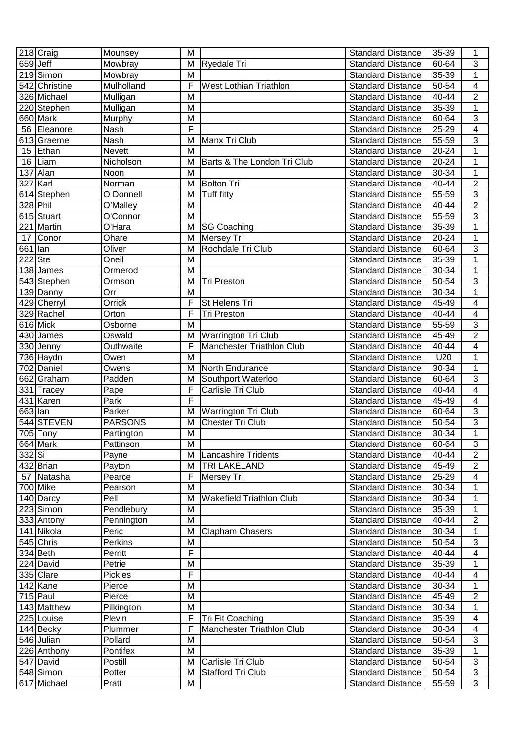| | | | | | | | |
|---|---|---|---|---|---|---|---|
| 218 | Craig | Mounsey | M | | Standard Distance | 35-39 | 1 |
| 659 | Jeff | Mowbray | M | Ryedale Tri | Standard Distance | 60-64 | 3 |
| 219 | Simon | Mowbray | M | | Standard Distance | 35-39 | 1 |
| 542 | Christine | Mulholland | F | West Lothian Triathlon | Standard Distance | 50-54 | 4 |
| 326 | Michael | Mulligan | M | | Standard Distance | 40-44 | 2 |
| 220 | Stephen | Mulligan | M | | Standard Distance | 35-39 | 1 |
| 660 | Mark | Murphy | M | | Standard Distance | 60-64 | 3 |
| 56 | Eleanore | Nash | F | | Standard Distance | 25-29 | 4 |
| 613 | Graeme | Nash | M | Manx Tri Club | Standard Distance | 55-59 | 3 |
| 15 | Ethan | Nevett | M | | Standard Distance | 20-24 | 1 |
| 16 | Liam | Nicholson | M | Barts & The London Tri Club | Standard Distance | 20-24 | 1 |
| 137 | Alan | Noon | M | | Standard Distance | 30-34 | 1 |
| 327 | Karl | Norman | M | Bolton Tri | Standard Distance | 40-44 | 2 |
| 614 | Stephen | O Donnell | M | Tuff fitty | Standard Distance | 55-59 | 3 |
| 328 | Phil | O'Malley | M | | Standard Distance | 40-44 | 2 |
| 615 | Stuart | O'Connor | M | | Standard Distance | 55-59 | 3 |
| 221 | Martin | O'Hara | M | SG Coaching | Standard Distance | 35-39 | 1 |
| 17 | Conor | Ohare | M | Mersey Tri | Standard Distance | 20-24 | 1 |
| 661 | Ian | Oliver | M | Rochdale Tri Club | Standard Distance | 60-64 | 3 |
| 222 | Ste | Oneil | M | | Standard Distance | 35-39 | 1 |
| 138 | James | Ormerod | M | | Standard Distance | 30-34 | 1 |
| 543 | Stephen | Ormson | M | Tri Preston | Standard Distance | 50-54 | 3 |
| 139 | Danny | Orr | M | | Standard Distance | 30-34 | 1 |
| 429 | Cherryl | Orrick | F | St Helens Tri | Standard Distance | 45-49 | 4 |
| 329 | Rachel | Orton | F | Tri Preston | Standard Distance | 40-44 | 4 |
| 616 | Mick | Osborne | M | | Standard Distance | 55-59 | 3 |
| 430 | James | Oswald | M | Warrington Tri Club | Standard Distance | 45-49 | 2 |
| 330 | Jenny | Outhwaite | F | Manchester Triathlon Club | Standard Distance | 40-44 | 4 |
| 736 | Haydn | Owen | M | | Standard Distance | U20 | 1 |
| 702 | Daniel | Owens | M | North Endurance | Standard Distance | 30-34 | 1 |
| 662 | Graham | Padden | M | Southport Waterloo | Standard Distance | 60-64 | 3 |
| 331 | Tracey | Pape | F | Carlisle Tri Club | Standard Distance | 40-44 | 4 |
| 431 | Karen | Park | F | | Standard Distance | 45-49 | 4 |
| 663 | Ian | Parker | M | Warrington Tri Club | Standard Distance | 60-64 | 3 |
| 544 | STEVEN | PARSONS | M | Chester Tri Club | Standard Distance | 50-54 | 3 |
| 705 | Tony | Partington | M | | Standard Distance | 30-34 | 1 |
| 664 | Mark | Pattinson | M | | Standard Distance | 60-64 | 3 |
| 332 | Si | Payne | M | Lancashire Tridents | Standard Distance | 40-44 | 2 |
| 432 | Brian | Payton | M | TRI LAKELAND | Standard Distance | 45-49 | 2 |
| 57 | Natasha | Pearce | F | Mersey Tri | Standard Distance | 25-29 | 4 |
| 700 | Mike | Pearson | M | | Standard Distance | 30-34 | 1 |
| 140 | Darcy | Pell | M | Wakefield Triathlon Club | Standard Distance | 30-34 | 1 |
| 223 | Simon | Pendlebury | M | | Standard Distance | 35-39 | 1 |
| 333 | Antony | Pennington | M | | Standard Distance | 40-44 | 2 |
| 141 | Nikola | Peric | M | Clapham Chasers | Standard Distance | 30-34 | 1 |
| 545 | Chris | Perkins | M | | Standard Distance | 50-54 | 3 |
| 334 | Beth | Perritt | F | | Standard Distance | 40-44 | 4 |
| 224 | David | Petrie | M | | Standard Distance | 35-39 | 1 |
| 335 | Clare | Pickles | F | | Standard Distance | 40-44 | 4 |
| 142 | Kane | Pierce | M | | Standard Distance | 30-34 | 1 |
| 715 | Paul | Pierce | M | | Standard Distance | 45-49 | 2 |
| 143 | Matthew | Pilkington | M | | Standard Distance | 30-34 | 1 |
| 225 | Louise | Plevin | F | Tri Fit Coaching | Standard Distance | 35-39 | 4 |
| 144 | Becky | Plummer | F | Manchester Triathlon Club | Standard Distance | 30-34 | 4 |
| 546 | Julian | Pollard | M | | Standard Distance | 50-54 | 3 |
| 226 | Anthony | Pontifex | M | | Standard Distance | 35-39 | 1 |
| 547 | David | Postill | M | Carlisle Tri Club | Standard Distance | 50-54 | 3 |
| 548 | Simon | Potter | M | Stafford Tri Club | Standard Distance | 50-54 | 3 |
| 617 | Michael | Pratt | M | | Standard Distance | 55-59 | 3 |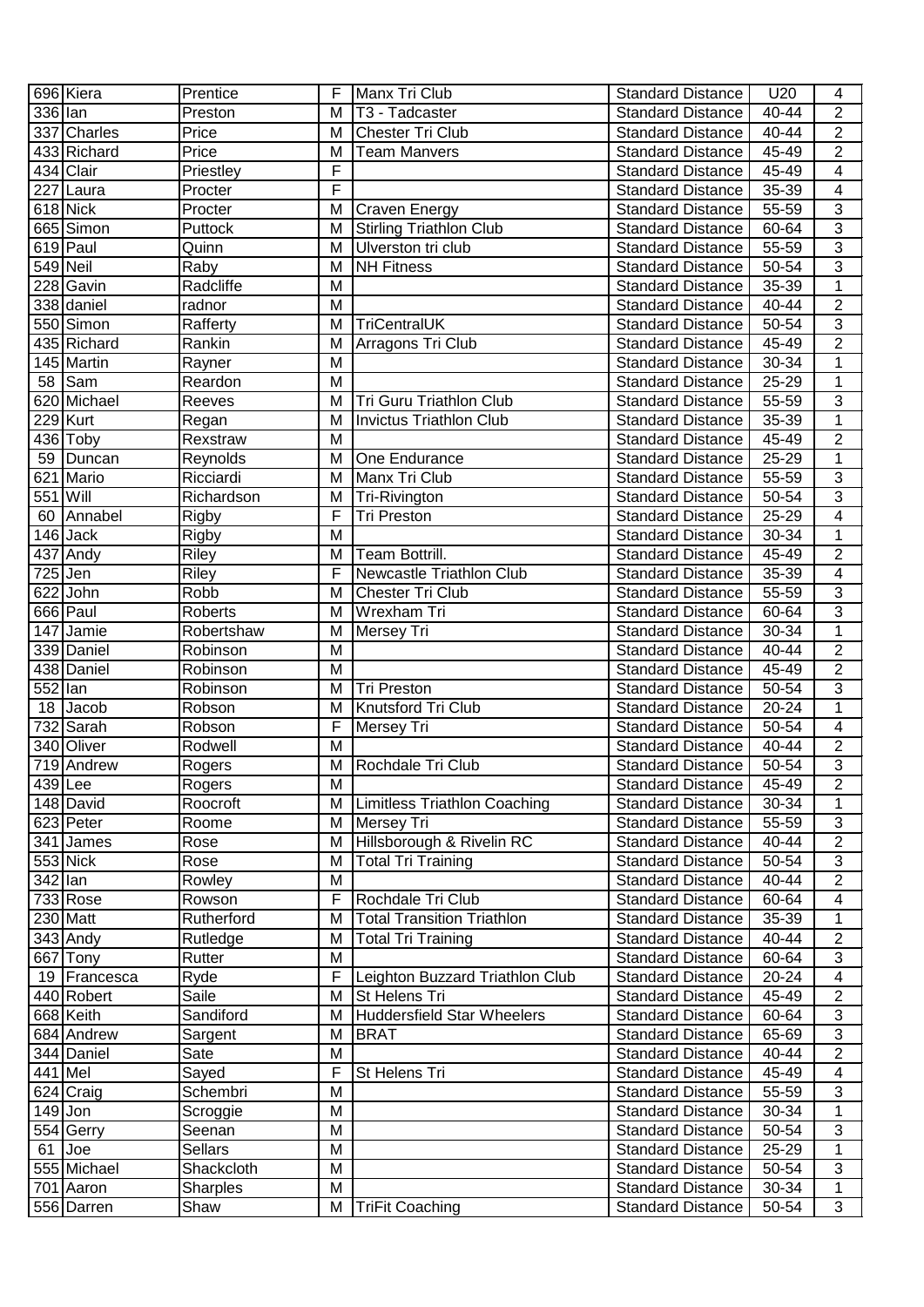| | | | | | | | |
|---|---|---|---|---|---|---|---|
| 696 | Kiera | Prentice | F | Manx Tri Club | Standard Distance | U20 | 4 |
| 336 | Ian | Preston | M | T3 - Tadcaster | Standard Distance | 40-44 | 2 |
| 337 | Charles | Price | M | Chester Tri Club | Standard Distance | 40-44 | 2 |
| 433 | Richard | Price | M | Team Manvers | Standard Distance | 45-49 | 2 |
| 434 | Clair | Priestley | F | | Standard Distance | 45-49 | 4 |
| 227 | Laura | Procter | F | | Standard Distance | 35-39 | 4 |
| 618 | Nick | Procter | M | Craven Energy | Standard Distance | 55-59 | 3 |
| 665 | Simon | Puttock | M | Stirling Triathlon Club | Standard Distance | 60-64 | 3 |
| 619 | Paul | Quinn | M | Ulverston tri club | Standard Distance | 55-59 | 3 |
| 549 | Neil | Raby | M | NH Fitness | Standard Distance | 50-54 | 3 |
| 228 | Gavin | Radcliffe | M | | Standard Distance | 35-39 | 1 |
| 338 | daniel | radnor | M | | Standard Distance | 40-44 | 2 |
| 550 | Simon | Rafferty | M | TriCentralUK | Standard Distance | 50-54 | 3 |
| 435 | Richard | Rankin | M | Arragons Tri Club | Standard Distance | 45-49 | 2 |
| 145 | Martin | Rayner | M | | Standard Distance | 30-34 | 1 |
| 58 | Sam | Reardon | M | | Standard Distance | 25-29 | 1 |
| 620 | Michael | Reeves | M | Tri Guru Triathlon Club | Standard Distance | 55-59 | 3 |
| 229 | Kurt | Regan | M | Invictus Triathlon Club | Standard Distance | 35-39 | 1 |
| 436 | Toby | Rexstraw | M | | Standard Distance | 45-49 | 2 |
| 59 | Duncan | Reynolds | M | One Endurance | Standard Distance | 25-29 | 1 |
| 621 | Mario | Ricciardi | M | Manx Tri Club | Standard Distance | 55-59 | 3 |
| 551 | Will | Richardson | M | Tri-Rivington | Standard Distance | 50-54 | 3 |
| 60 | Annabel | Rigby | F | Tri Preston | Standard Distance | 25-29 | 4 |
| 146 | Jack | Rigby | M | | Standard Distance | 30-34 | 1 |
| 437 | Andy | Riley | M | Team Bottrill. | Standard Distance | 45-49 | 2 |
| 725 | Jen | Riley | F | Newcastle Triathlon Club | Standard Distance | 35-39 | 4 |
| 622 | John | Robb | M | Chester Tri Club | Standard Distance | 55-59 | 3 |
| 666 | Paul | Roberts | M | Wrexham Tri | Standard Distance | 60-64 | 3 |
| 147 | Jamie | Robertshaw | M | Mersey Tri | Standard Distance | 30-34 | 1 |
| 339 | Daniel | Robinson | M | | Standard Distance | 40-44 | 2 |
| 438 | Daniel | Robinson | M | | Standard Distance | 45-49 | 2 |
| 552 | Ian | Robinson | M | Tri Preston | Standard Distance | 50-54 | 3 |
| 18 | Jacob | Robson | M | Knutsford Tri Club | Standard Distance | 20-24 | 1 |
| 732 | Sarah | Robson | F | Mersey Tri | Standard Distance | 50-54 | 4 |
| 340 | Oliver | Rodwell | M | | Standard Distance | 40-44 | 2 |
| 719 | Andrew | Rogers | M | Rochdale Tri Club | Standard Distance | 50-54 | 3 |
| 439 | Lee | Rogers | M | | Standard Distance | 45-49 | 2 |
| 148 | David | Roocroft | M | Limitless Triathlon Coaching | Standard Distance | 30-34 | 1 |
| 623 | Peter | Roome | M | Mersey Tri | Standard Distance | 55-59 | 3 |
| 341 | James | Rose | M | Hillsborough & Rivelin RC | Standard Distance | 40-44 | 2 |
| 553 | Nick | Rose | M | Total Tri Training | Standard Distance | 50-54 | 3 |
| 342 | Ian | Rowley | M | | Standard Distance | 40-44 | 2 |
| 733 | Rose | Rowson | F | Rochdale Tri Club | Standard Distance | 60-64 | 4 |
| 230 | Matt | Rutherford | M | Total Transition Triathlon | Standard Distance | 35-39 | 1 |
| 343 | Andy | Rutledge | M | Total Tri Training | Standard Distance | 40-44 | 2 |
| 667 | Tony | Rutter | M | | Standard Distance | 60-64 | 3 |
| 19 | Francesca | Ryde | F | Leighton Buzzard Triathlon Club | Standard Distance | 20-24 | 4 |
| 440 | Robert | Saile | M | St Helens Tri | Standard Distance | 45-49 | 2 |
| 668 | Keith | Sandiford | M | Huddersfield Star Wheelers | Standard Distance | 60-64 | 3 |
| 684 | Andrew | Sargent | M | BRAT | Standard Distance | 65-69 | 3 |
| 344 | Daniel | Sate | M | | Standard Distance | 40-44 | 2 |
| 441 | Mel | Sayed | F | St Helens Tri | Standard Distance | 45-49 | 4 |
| 624 | Craig | Schembri | M | | Standard Distance | 55-59 | 3 |
| 149 | Jon | Scroggie | M | | Standard Distance | 30-34 | 1 |
| 554 | Gerry | Seenan | M | | Standard Distance | 50-54 | 3 |
| 61 | Joe | Sellars | M | | Standard Distance | 25-29 | 1 |
| 555 | Michael | Shackcloth | M | | Standard Distance | 50-54 | 3 |
| 701 | Aaron | Sharples | M | | Standard Distance | 30-34 | 1 |
| 556 | Darren | Shaw | M | TriFit Coaching | Standard Distance | 50-54 | 3 |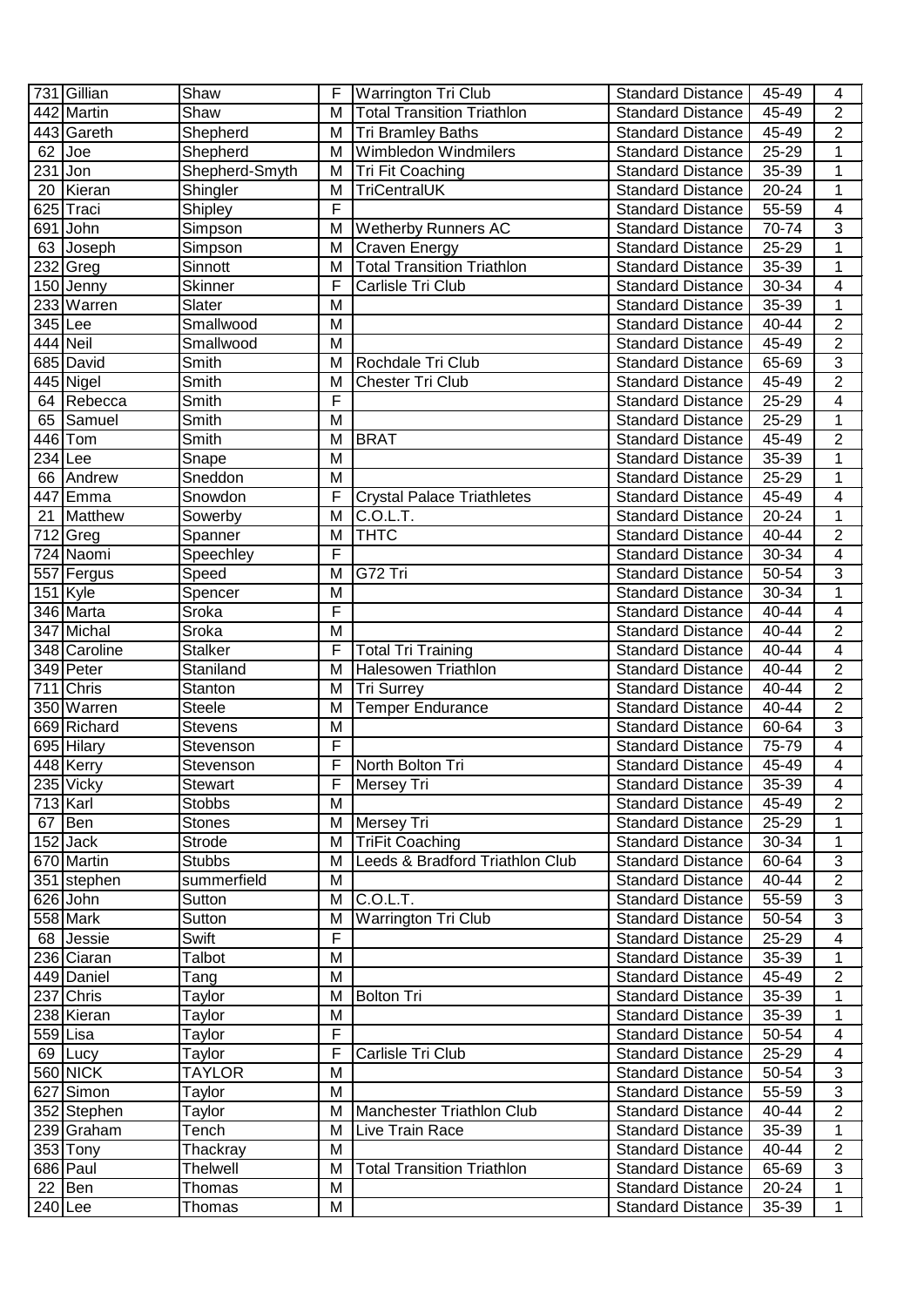| 731 | Gillian | Shaw | F | Warrington Tri Club | Standard Distance | 45-49 | 4 |
|---|---|---|---|---|---|---|---|
| 442 | Martin | Shaw | M | Total Transition Triathlon | Standard Distance | 45-49 | 2 |
| 443 | Gareth | Shepherd | M | Tri Bramley Baths | Standard Distance | 45-49 | 2 |
| 62 | Joe | Shepherd | M | Wimbledon Windmilers | Standard Distance | 25-29 | 1 |
| 231 | Jon | Shepherd-Smyth | M | Tri Fit Coaching | Standard Distance | 35-39 | 1 |
| 20 | Kieran | Shingler | M | TriCentralUK | Standard Distance | 20-24 | 1 |
| 625 | Traci | Shipley | F | | Standard Distance | 55-59 | 4 |
| 691 | John | Simpson | M | Wetherby Runners AC | Standard Distance | 70-74 | 3 |
| 63 | Joseph | Simpson | M | Craven Energy | Standard Distance | 25-29 | 1 |
| 232 | Greg | Sinnott | M | Total Transition Triathlon | Standard Distance | 35-39 | 1 |
| 150 | Jenny | Skinner | F | Carlisle Tri Club | Standard Distance | 30-34 | 4 |
| 233 | Warren | Slater | M | | Standard Distance | 35-39 | 1 |
| 345 | Lee | Smallwood | M | | Standard Distance | 40-44 | 2 |
| 444 | Neil | Smallwood | M | | Standard Distance | 45-49 | 2 |
| 685 | David | Smith | M | Rochdale Tri Club | Standard Distance | 65-69 | 3 |
| 445 | Nigel | Smith | M | Chester Tri Club | Standard Distance | 45-49 | 2 |
| 64 | Rebecca | Smith | F | | Standard Distance | 25-29 | 4 |
| 65 | Samuel | Smith | M | | Standard Distance | 25-29 | 1 |
| 446 | Tom | Smith | M | BRAT | Standard Distance | 45-49 | 2 |
| 234 | Lee | Snape | M | | Standard Distance | 35-39 | 1 |
| 66 | Andrew | Sneddon | M | | Standard Distance | 25-29 | 1 |
| 447 | Emma | Snowdon | F | Crystal Palace Triathletes | Standard Distance | 45-49 | 4 |
| 21 | Matthew | Sowerby | M | C.O.L.T. | Standard Distance | 20-24 | 1 |
| 712 | Greg | Spanner | M | THTC | Standard Distance | 40-44 | 2 |
| 724 | Naomi | Speechley | F | | Standard Distance | 30-34 | 4 |
| 557 | Fergus | Speed | M | G72 Tri | Standard Distance | 50-54 | 3 |
| 151 | Kyle | Spencer | M | | Standard Distance | 30-34 | 1 |
| 346 | Marta | Sroka | F | | Standard Distance | 40-44 | 4 |
| 347 | Michal | Sroka | M | | Standard Distance | 40-44 | 2 |
| 348 | Caroline | Stalker | F | Total Tri Training | Standard Distance | 40-44 | 4 |
| 349 | Peter | Staniland | M | Halesowen Triathlon | Standard Distance | 40-44 | 2 |
| 711 | Chris | Stanton | M | Tri Surrey | Standard Distance | 40-44 | 2 |
| 350 | Warren | Steele | M | Temper Endurance | Standard Distance | 40-44 | 2 |
| 669 | Richard | Stevens | M | | Standard Distance | 60-64 | 3 |
| 695 | Hilary | Stevenson | F | | Standard Distance | 75-79 | 4 |
| 448 | Kerry | Stevenson | F | North Bolton Tri | Standard Distance | 45-49 | 4 |
| 235 | Vicky | Stewart | F | Mersey Tri | Standard Distance | 35-39 | 4 |
| 713 | Karl | Stobbs | M | | Standard Distance | 45-49 | 2 |
| 67 | Ben | Stones | M | Mersey Tri | Standard Distance | 25-29 | 1 |
| 152 | Jack | Strode | M | TriFit Coaching | Standard Distance | 30-34 | 1 |
| 670 | Martin | Stubbs | M | Leeds & Bradford Triathlon Club | Standard Distance | 60-64 | 3 |
| 351 | stephen | summerfield | M | | Standard Distance | 40-44 | 2 |
| 626 | John | Sutton | M | C.O.L.T. | Standard Distance | 55-59 | 3 |
| 558 | Mark | Sutton | M | Warrington Tri Club | Standard Distance | 50-54 | 3 |
| 68 | Jessie | Swift | F | | Standard Distance | 25-29 | 4 |
| 236 | Ciaran | Talbot | M | | Standard Distance | 35-39 | 1 |
| 449 | Daniel | Tang | M | | Standard Distance | 45-49 | 2 |
| 237 | Chris | Taylor | M | Bolton Tri | Standard Distance | 35-39 | 1 |
| 238 | Kieran | Taylor | M | | Standard Distance | 35-39 | 1 |
| 559 | Lisa | Taylor | F | | Standard Distance | 50-54 | 4 |
| 69 | Lucy | Taylor | F | Carlisle Tri Club | Standard Distance | 25-29 | 4 |
| 560 | NICK | TAYLOR | M | | Standard Distance | 50-54 | 3 |
| 627 | Simon | Taylor | M | | Standard Distance | 55-59 | 3 |
| 352 | Stephen | Taylor | M | Manchester Triathlon Club | Standard Distance | 40-44 | 2 |
| 239 | Graham | Tench | M | Live Train Race | Standard Distance | 35-39 | 1 |
| 353 | Tony | Thackray | M | | Standard Distance | 40-44 | 2 |
| 686 | Paul | Thelwell | M | Total Transition Triathlon | Standard Distance | 65-69 | 3 |
| 22 | Ben | Thomas | M | | Standard Distance | 20-24 | 1 |
| 240 | Lee | Thomas | M | | Standard Distance | 35-39 | 1 |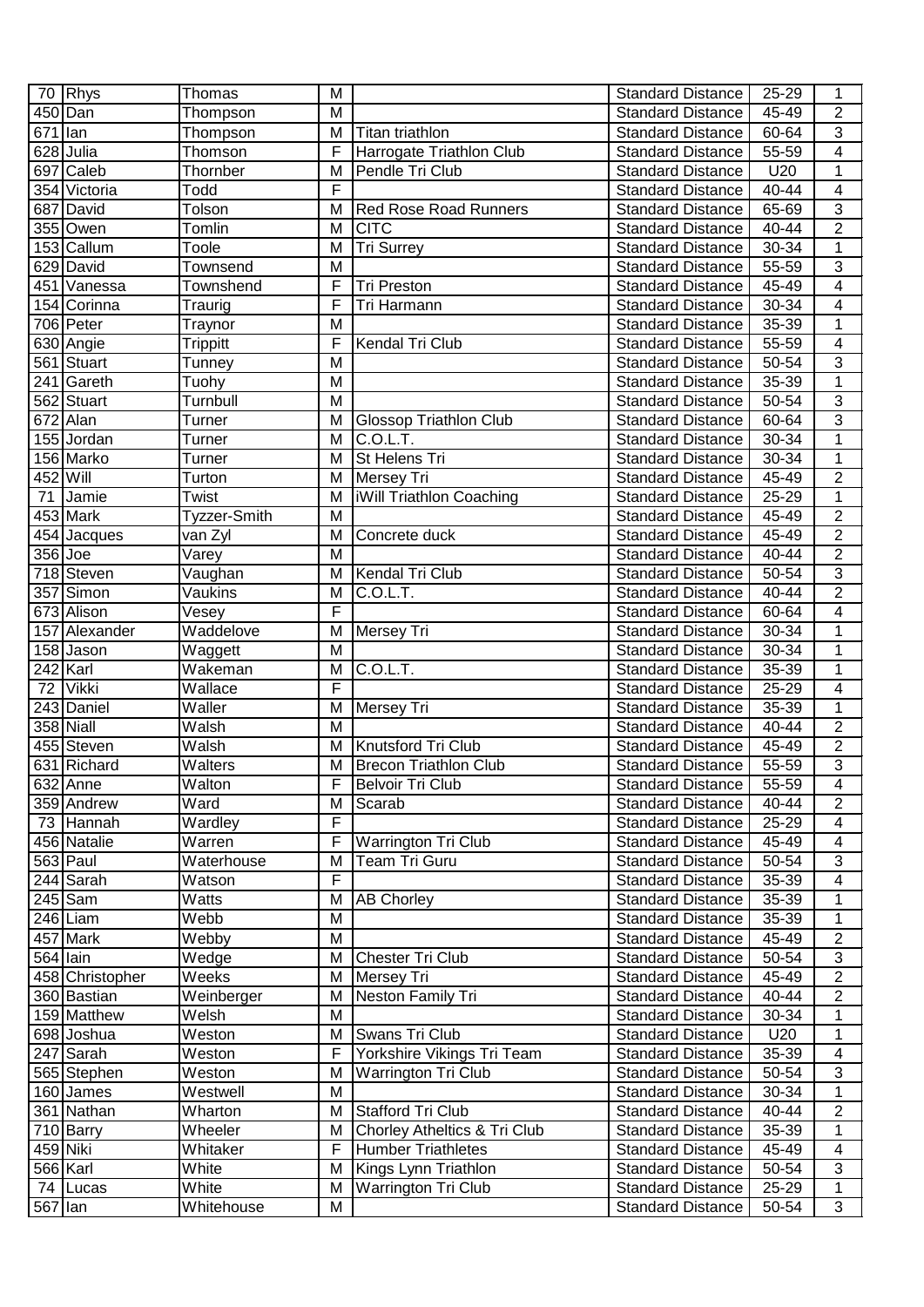| 70 | Rhys | Thomas | M | | Standard Distance | 25-29 | 1 |
|---|---|---|---|---|---|---|---|
| 450 | Dan | Thompson | M | | Standard Distance | 45-49 | 2 |
| 671 | Ian | Thompson | M | Titan triathlon | Standard Distance | 60-64 | 3 |
| 628 | Julia | Thomson | F | Harrogate Triathlon Club | Standard Distance | 55-59 | 4 |
| 697 | Caleb | Thornber | M | Pendle Tri Club | Standard Distance | U20 | 1 |
| 354 | Victoria | Todd | F | | Standard Distance | 40-44 | 4 |
| 687 | David | Tolson | M | Red Rose Road Runners | Standard Distance | 65-69 | 3 |
| 355 | Owen | Tomlin | M | CITC | Standard Distance | 40-44 | 2 |
| 153 | Callum | Toole | M | Tri Surrey | Standard Distance | 30-34 | 1 |
| 629 | David | Townsend | M | | Standard Distance | 55-59 | 3 |
| 451 | Vanessa | Townshend | F | Tri Preston | Standard Distance | 45-49 | 4 |
| 154 | Corinna | Traurig | F | Tri Harmann | Standard Distance | 30-34 | 4 |
| 706 | Peter | Traynor | M | | Standard Distance | 35-39 | 1 |
| 630 | Angie | Trippitt | F | Kendal Tri Club | Standard Distance | 55-59 | 4 |
| 561 | Stuart | Tunney | M | | Standard Distance | 50-54 | 3 |
| 241 | Gareth | Tuohy | M | | Standard Distance | 35-39 | 1 |
| 562 | Stuart | Turnbull | M | | Standard Distance | 50-54 | 3 |
| 672 | Alan | Turner | M | Glossop Triathlon Club | Standard Distance | 60-64 | 3 |
| 155 | Jordan | Turner | M | C.O.L.T. | Standard Distance | 30-34 | 1 |
| 156 | Marko | Turner | M | St Helens Tri | Standard Distance | 30-34 | 1 |
| 452 | Will | Turton | M | Mersey Tri | Standard Distance | 45-49 | 2 |
| 71 | Jamie | Twist | M | iWill Triathlon Coaching | Standard Distance | 25-29 | 1 |
| 453 | Mark | Tyzzer-Smith | M | | Standard Distance | 45-49 | 2 |
| 454 | Jacques | van Zyl | M | Concrete duck | Standard Distance | 45-49 | 2 |
| 356 | Joe | Varey | M | | Standard Distance | 40-44 | 2 |
| 718 | Steven | Vaughan | M | Kendal Tri Club | Standard Distance | 50-54 | 3 |
| 357 | Simon | Vaukins | M | C.O.L.T. | Standard Distance | 40-44 | 2 |
| 673 | Alison | Vesey | F | | Standard Distance | 60-64 | 4 |
| 157 | Alexander | Waddelove | M | Mersey Tri | Standard Distance | 30-34 | 1 |
| 158 | Jason | Waggett | M | | Standard Distance | 30-34 | 1 |
| 242 | Karl | Wakeman | M | C.O.L.T. | Standard Distance | 35-39 | 1 |
| 72 | Vikki | Wallace | F | | Standard Distance | 25-29 | 4 |
| 243 | Daniel | Waller | M | Mersey Tri | Standard Distance | 35-39 | 1 |
| 358 | Niall | Walsh | M | | Standard Distance | 40-44 | 2 |
| 455 | Steven | Walsh | M | Knutsford Tri Club | Standard Distance | 45-49 | 2 |
| 631 | Richard | Walters | M | Brecon Triathlon Club | Standard Distance | 55-59 | 3 |
| 632 | Anne | Walton | F | Belvoir Tri Club | Standard Distance | 55-59 | 4 |
| 359 | Andrew | Ward | M | Scarab | Standard Distance | 40-44 | 2 |
| 73 | Hannah | Wardley | F | | Standard Distance | 25-29 | 4 |
| 456 | Natalie | Warren | F | Warrington Tri Club | Standard Distance | 45-49 | 4 |
| 563 | Paul | Waterhouse | M | Team Tri Guru | Standard Distance | 50-54 | 3 |
| 244 | Sarah | Watson | F | | Standard Distance | 35-39 | 4 |
| 245 | Sam | Watts | M | AB Chorley | Standard Distance | 35-39 | 1 |
| 246 | Liam | Webb | M | | Standard Distance | 35-39 | 1 |
| 457 | Mark | Webby | M | | Standard Distance | 45-49 | 2 |
| 564 | Iain | Wedge | M | Chester Tri Club | Standard Distance | 50-54 | 3 |
| 458 | Christopher | Weeks | M | Mersey Tri | Standard Distance | 45-49 | 2 |
| 360 | Bastian | Weinberger | M | Neston Family Tri | Standard Distance | 40-44 | 2 |
| 159 | Matthew | Welsh | M | | Standard Distance | 30-34 | 1 |
| 698 | Joshua | Weston | M | Swans Tri Club | Standard Distance | U20 | 1 |
| 247 | Sarah | Weston | F | Yorkshire Vikings Tri Team | Standard Distance | 35-39 | 4 |
| 565 | Stephen | Weston | M | Warrington Tri Club | Standard Distance | 50-54 | 3 |
| 160 | James | Westwell | M | | Standard Distance | 30-34 | 1 |
| 361 | Nathan | Wharton | M | Stafford Tri Club | Standard Distance | 40-44 | 2 |
| 710 | Barry | Wheeler | M | Chorley Athletics & Tri Club | Standard Distance | 35-39 | 1 |
| 459 | Niki | Whitaker | F | Humber Triathletes | Standard Distance | 45-49 | 4 |
| 566 | Karl | White | M | Kings Lynn Triathlon | Standard Distance | 50-54 | 3 |
| 74 | Lucas | White | M | Warrington Tri Club | Standard Distance | 25-29 | 1 |
| 567 | Ian | Whitehouse | M | | Standard Distance | 50-54 | 3 |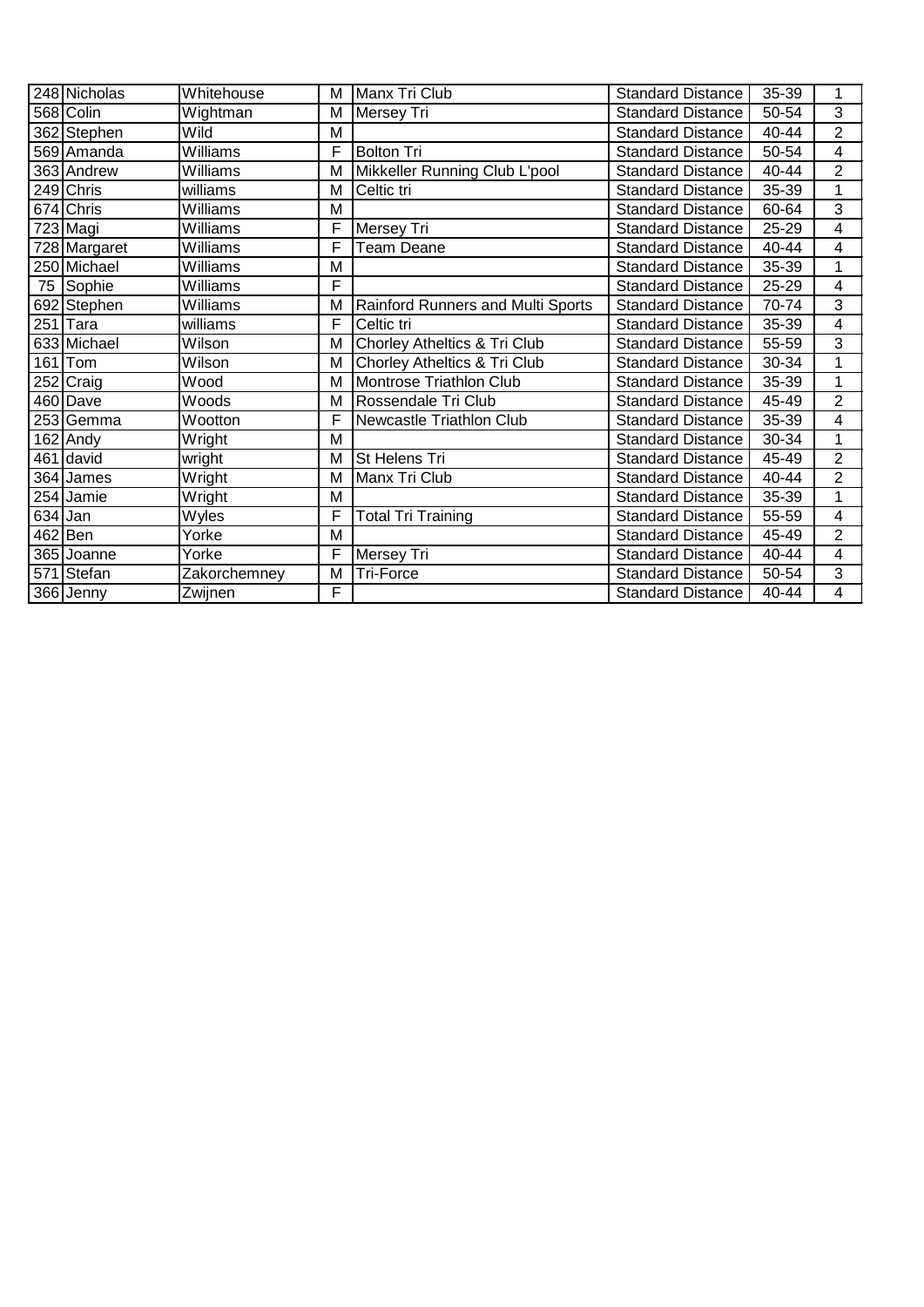| | | | | | | | |
|---|---|---|---|---|---|---|---|
| 248 | Nicholas | Whitehouse | M | Manx Tri Club | Standard Distance | 35-39 | 1 |
| 568 | Colin | Wightman | M | Mersey Tri | Standard Distance | 50-54 | 3 |
| 362 | Stephen | Wild | M | | Standard Distance | 40-44 | 2 |
| 569 | Amanda | Williams | F | Bolton Tri | Standard Distance | 50-54 | 4 |
| 363 | Andrew | Williams | M | Mikkeller Running Club L'pool | Standard Distance | 40-44 | 2 |
| 249 | Chris | williams | M | Celtic tri | Standard Distance | 35-39 | 1 |
| 674 | Chris | Williams | M | | Standard Distance | 60-64 | 3 |
| 723 | Magi | Williams | F | Mersey Tri | Standard Distance | 25-29 | 4 |
| 728 | Margaret | Williams | F | Team Deane | Standard Distance | 40-44 | 4 |
| 250 | Michael | Williams | M | | Standard Distance | 35-39 | 1 |
| 75 | Sophie | Williams | F | | Standard Distance | 25-29 | 4 |
| 692 | Stephen | Williams | M | Rainford Runners and Multi Sports | Standard Distance | 70-74 | 3 |
| 251 | Tara | williams | F | Celtic tri | Standard Distance | 35-39 | 4 |
| 633 | Michael | Wilson | M | Chorley Atheltics & Tri Club | Standard Distance | 55-59 | 3 |
| 161 | Tom | Wilson | M | Chorley Atheltics & Tri Club | Standard Distance | 30-34 | 1 |
| 252 | Craig | Wood | M | Montrose Triathlon Club | Standard Distance | 35-39 | 1 |
| 460 | Dave | Woods | M | Rossendale Tri Club | Standard Distance | 45-49 | 2 |
| 253 | Gemma | Wootton | F | Newcastle Triathlon Club | Standard Distance | 35-39 | 4 |
| 162 | Andy | Wright | M | | Standard Distance | 30-34 | 1 |
| 461 | david | wright | M | St Helens Tri | Standard Distance | 45-49 | 2 |
| 364 | James | Wright | M | Manx Tri Club | Standard Distance | 40-44 | 2 |
| 254 | Jamie | Wright | M | | Standard Distance | 35-39 | 1 |
| 634 | Jan | Wyles | F | Total Tri Training | Standard Distance | 55-59 | 4 |
| 462 | Ben | Yorke | M | | Standard Distance | 45-49 | 2 |
| 365 | Joanne | Yorke | F | Mersey Tri | Standard Distance | 40-44 | 4 |
| 571 | Stefan | Zakorchemney | M | Tri-Force | Standard Distance | 50-54 | 3 |
| 366 | Jenny | Zwijnen | F | | Standard Distance | 40-44 | 4 |